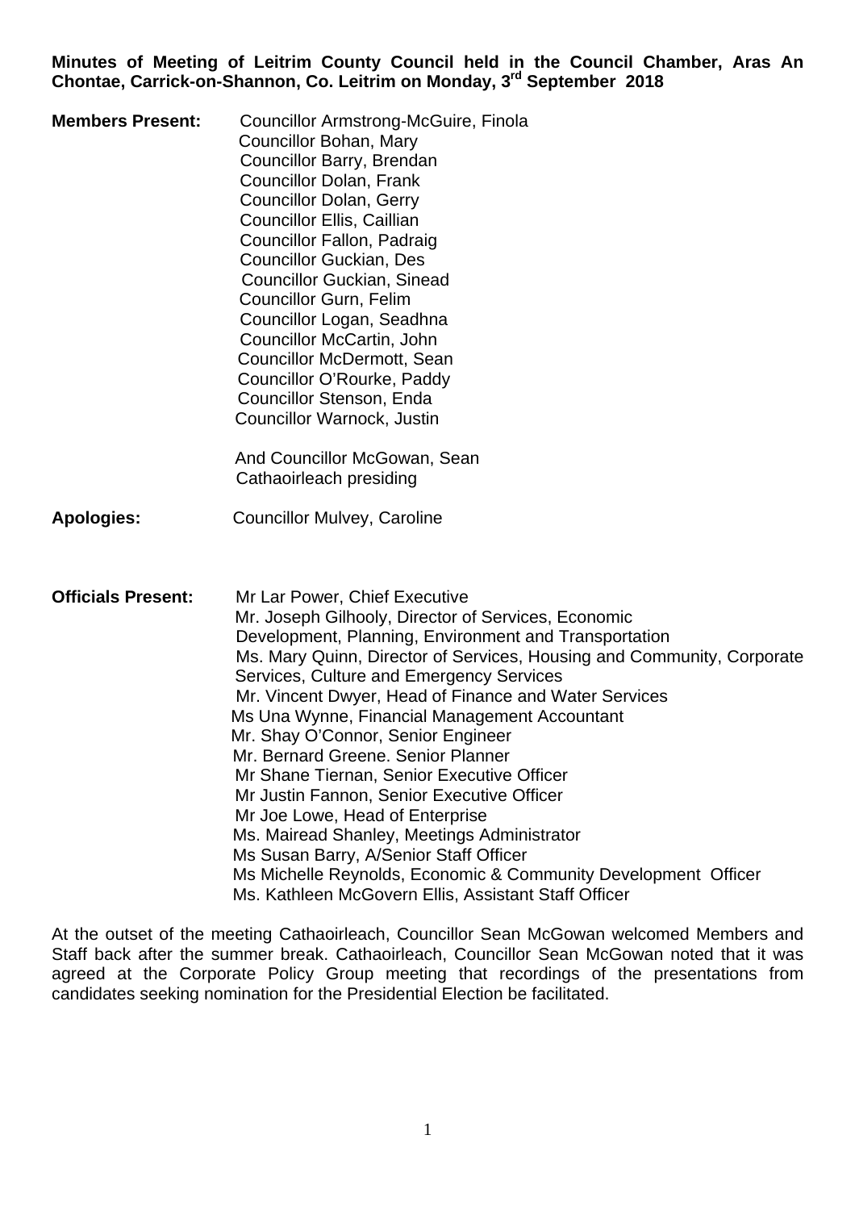**Minutes of Meeting of Leitrim County Council held in the Council Chamber, Aras An Chontae, Carrick-on-Shannon, Co. Leitrim on Monday, 3rd September 2018**

**Members Present:**

Councillor Armstrong-McGuire, Finola
Councillor Bohan, Mary
Councillor Barry, Brendan
Councillor Dolan, Frank
Councillor Dolan, Gerry
Councillor Ellis, Caillian
Councillor Fallon, Padraig
Councillor Guckian, Des
Councillor Guckian, Sinead
Councillor Gurn, Felim
Councillor Logan, Seadhna
Councillor McCartin, John
Councillor McDermott, Sean
Councillor O'Rourke, Paddy
Councillor Stenson, Enda
Councillor Warnock, Justin

And Councillor McGowan, Sean
Cathaoirleach presiding

**Apologies:** Councillor Mulvey, Caroline

**Officials Present:**

Mr Lar Power, Chief Executive
Mr. Joseph Gilhooly, Director of Services, Economic Development, Planning, Environment and Transportation
Ms. Mary Quinn, Director of Services, Housing and Community, Corporate Services, Culture and Emergency Services
Mr. Vincent Dwyer, Head of Finance and Water Services
Ms Una Wynne, Financial Management Accountant
Mr. Shay O'Connor, Senior Engineer
Mr. Bernard Greene. Senior Planner
Mr Shane Tiernan, Senior Executive Officer
Mr Justin Fannon, Senior Executive Officer
Mr Joe Lowe, Head of Enterprise
Ms. Mairead Shanley, Meetings Administrator
Ms Susan Barry, A/Senior Staff Officer
Ms Michelle Reynolds, Economic & Community Development Officer
Ms. Kathleen McGovern Ellis, Assistant Staff Officer

At the outset of the meeting Cathaoirleach, Councillor Sean McGowan welcomed Members and Staff back after the summer break. Cathaoirleach, Councillor Sean McGowan noted that it was agreed at the Corporate Policy Group meeting that recordings of the presentations from candidates seeking nomination for the Presidential Election be facilitated.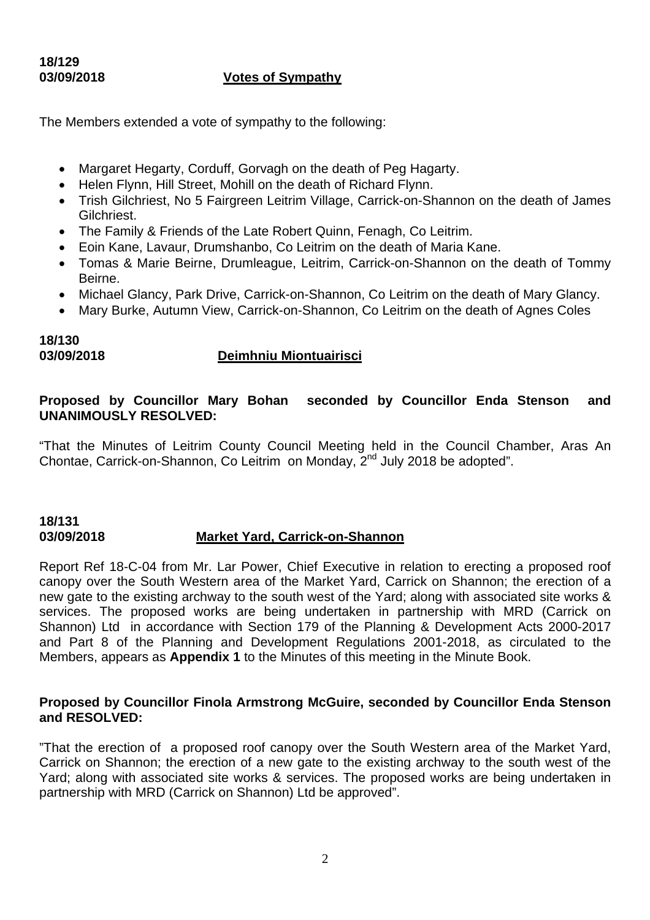**18/129**
**03/09/2018** **Votes of Sympathy**

The Members extended a vote of sympathy to the following:

- Margaret Hegarty, Corduff, Gorvagh on the death of Peg Hagarty.
- Helen Flynn, Hill Street, Mohill on the death of Richard Flynn.
- Trish Gilchriest, No 5 Fairgreen Leitrim Village, Carrick-on-Shannon on the death of James Gilchriest.
- The Family & Friends of the Late Robert Quinn, Fenagh, Co Leitrim.
- Eoin Kane, Lavaur, Drumshanbo, Co Leitrim on the death of Maria Kane.
- Tomas & Marie Beirne, Drumleague, Leitrim, Carrick-on-Shannon on the death of Tommy Beirne.
- Michael Glancy, Park Drive, Carrick-on-Shannon, Co Leitrim on the death of Mary Glancy.
- Mary Burke, Autumn View, Carrick-on-Shannon, Co Leitrim on the death of Agnes Coles

**18/130**
**03/09/2018** **Deimhniu Miontuairisci**

**Proposed by Councillor Mary Bohan seconded by Councillor Enda Stenson and UNANIMOUSLY RESOLVED:**

"That the Minutes of Leitrim County Council Meeting held in the Council Chamber, Aras An Chontae, Carrick-on-Shannon, Co Leitrim on Monday, 2nd July 2018 be adopted".

**18/131**
**03/09/2018** **Market Yard, Carrick-on-Shannon**

Report Ref 18-C-04 from Mr. Lar Power, Chief Executive in relation to erecting a proposed roof canopy over the South Western area of the Market Yard, Carrick on Shannon; the erection of a new gate to the existing archway to the south west of the Yard; along with associated site works & services. The proposed works are being undertaken in partnership with MRD (Carrick on Shannon) Ltd in accordance with Section 179 of the Planning & Development Acts 2000-2017 and Part 8 of the Planning and Development Regulations 2001-2018, as circulated to the Members, appears as **Appendix 1** to the Minutes of this meeting in the Minute Book.

**Proposed by Councillor Finola Armstrong McGuire, seconded by Councillor Enda Stenson and RESOLVED:**

"That the erection of a proposed roof canopy over the South Western area of the Market Yard, Carrick on Shannon; the erection of a new gate to the existing archway to the south west of the Yard; along with associated site works & services. The proposed works are being undertaken in partnership with MRD (Carrick on Shannon) Ltd be approved".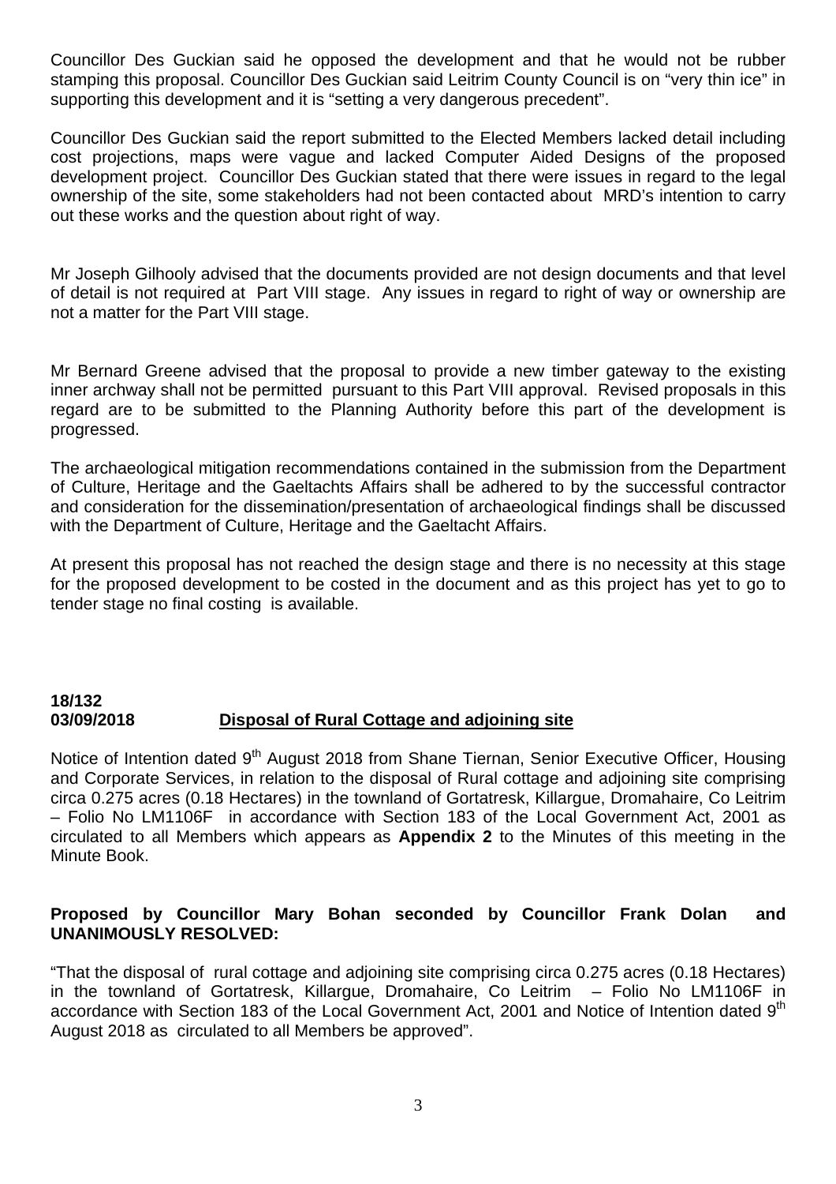Councillor Des Guckian said he opposed the development and that he would not be rubber stamping this proposal. Councillor Des Guckian said Leitrim County Council is on "very thin ice" in supporting this development and it is "setting a very dangerous precedent".

Councillor Des Guckian said the report submitted to the Elected Members lacked detail including cost projections, maps were vague and lacked Computer Aided Designs of the proposed development project. Councillor Des Guckian stated that there were issues in regard to the legal ownership of the site, some stakeholders had not been contacted about MRD's intention to carry out these works and the question about right of way.

Mr Joseph Gilhooly advised that the documents provided are not design documents and that level of detail is not required at Part VIII stage. Any issues in regard to right of way or ownership are not a matter for the Part VIII stage.

Mr Bernard Greene advised that the proposal to provide a new timber gateway to the existing inner archway shall not be permitted pursuant to this Part VIII approval. Revised proposals in this regard are to be submitted to the Planning Authority before this part of the development is progressed.

The archaeological mitigation recommendations contained in the submission from the Department of Culture, Heritage and the Gaeltachts Affairs shall be adhered to by the successful contractor and consideration for the dissemination/presentation of archaeological findings shall be discussed with the Department of Culture, Heritage and the Gaeltacht Affairs.

At present this proposal has not reached the design stage and there is no necessity at this stage for the proposed development to be costed in the document and as this project has yet to go to tender stage no final costing is available.

**18/132**
**03/09/2018** **Disposal of Rural Cottage and adjoining site**

Notice of Intention dated 9th August 2018 from Shane Tiernan, Senior Executive Officer, Housing and Corporate Services, in relation to the disposal of Rural cottage and adjoining site comprising circa 0.275 acres (0.18 Hectares) in the townland of Gortatresk, Killargue, Dromahaire, Co Leitrim – Folio No LM1106F in accordance with Section 183 of the Local Government Act, 2001 as circulated to all Members which appears as **Appendix 2** to the Minutes of this meeting in the Minute Book.

**Proposed by Councillor Mary Bohan seconded by Councillor Frank Dolan and UNANIMOUSLY RESOLVED:**

"That the disposal of rural cottage and adjoining site comprising circa 0.275 acres (0.18 Hectares) in the townland of Gortatresk, Killargue, Dromahaire, Co Leitrim – Folio No LM1106F in accordance with Section 183 of the Local Government Act, 2001 and Notice of Intention dated 9th August 2018 as circulated to all Members be approved".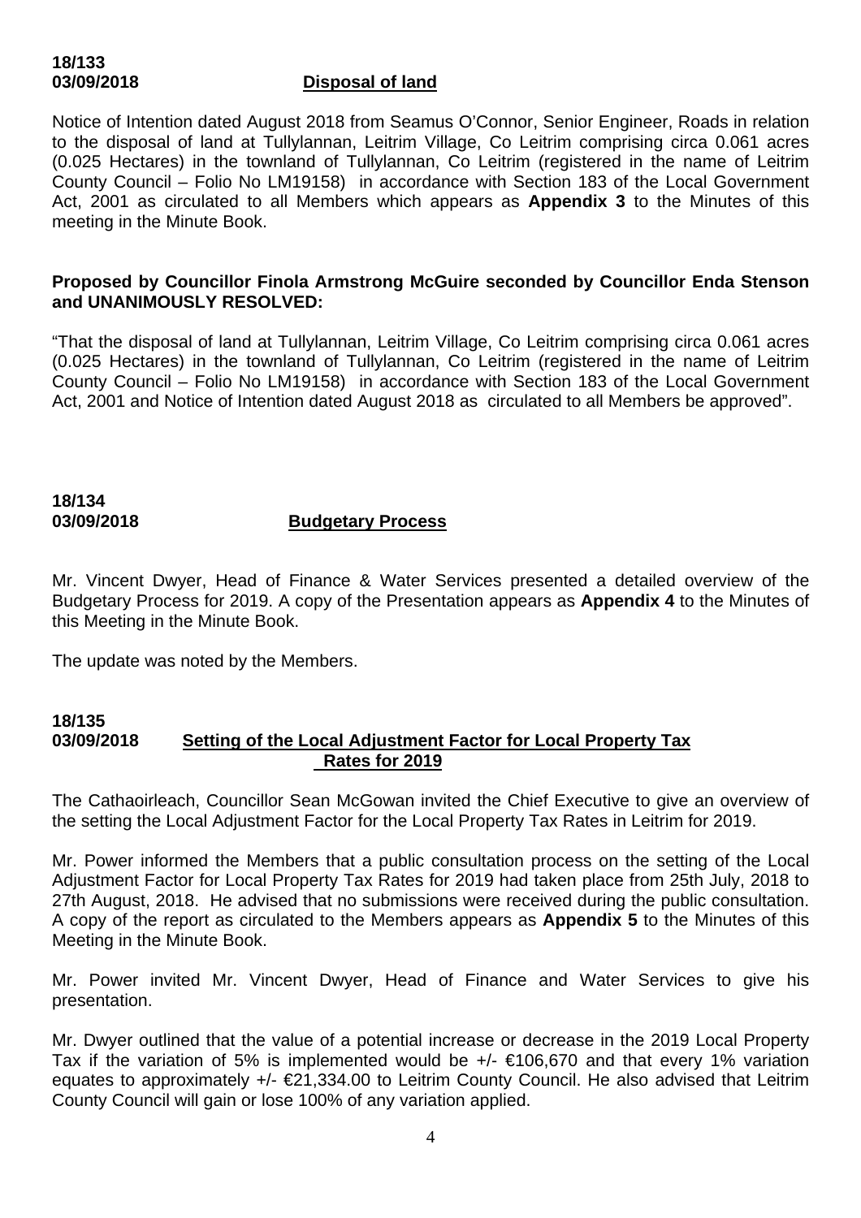**18/133**
**03/09/2018** **Disposal of land**

Notice of Intention dated August 2018 from Seamus O'Connor, Senior Engineer, Roads in relation to the disposal of land at Tullylannan, Leitrim Village, Co Leitrim comprising circa 0.061 acres (0.025 Hectares) in the townland of Tullylannan, Co Leitrim (registered in the name of Leitrim County Council – Folio No LM19158) in accordance with Section 183 of the Local Government Act, 2001 as circulated to all Members which appears as **Appendix 3** to the Minutes of this meeting in the Minute Book.

**Proposed by Councillor Finola Armstrong McGuire seconded by Councillor Enda Stenson and UNANIMOUSLY RESOLVED:**

"That the disposal of land at Tullylannan, Leitrim Village, Co Leitrim comprising circa 0.061 acres (0.025 Hectares) in the townland of Tullylannan, Co Leitrim (registered in the name of Leitrim County Council – Folio No LM19158) in accordance with Section 183 of the Local Government Act, 2001 and Notice of Intention dated August 2018 as circulated to all Members be approved".

**18/134**
**03/09/2018** **Budgetary Process**

Mr. Vincent Dwyer, Head of Finance & Water Services presented a detailed overview of the Budgetary Process for 2019. A copy of the Presentation appears as **Appendix 4** to the Minutes of this Meeting in the Minute Book.

The update was noted by the Members.

**18/135**
**03/09/2018** **Setting of the Local Adjustment Factor for Local Property Tax Rates for 2019**

The Cathaoirleach, Councillor Sean McGowan invited the Chief Executive to give an overview of the setting the Local Adjustment Factor for the Local Property Tax Rates in Leitrim for 2019.

Mr. Power informed the Members that a public consultation process on the setting of the Local Adjustment Factor for Local Property Tax Rates for 2019 had taken place from 25th July, 2018 to 27th August, 2018. He advised that no submissions were received during the public consultation. A copy of the report as circulated to the Members appears as **Appendix 5** to the Minutes of this Meeting in the Minute Book.

Mr. Power invited Mr. Vincent Dwyer, Head of Finance and Water Services to give his presentation.

Mr. Dwyer outlined that the value of a potential increase or decrease in the 2019 Local Property Tax if the variation of 5% is implemented would be +/- €106,670 and that every 1% variation equates to approximately +/- €21,334.00 to Leitrim County Council. He also advised that Leitrim County Council will gain or lose 100% of any variation applied.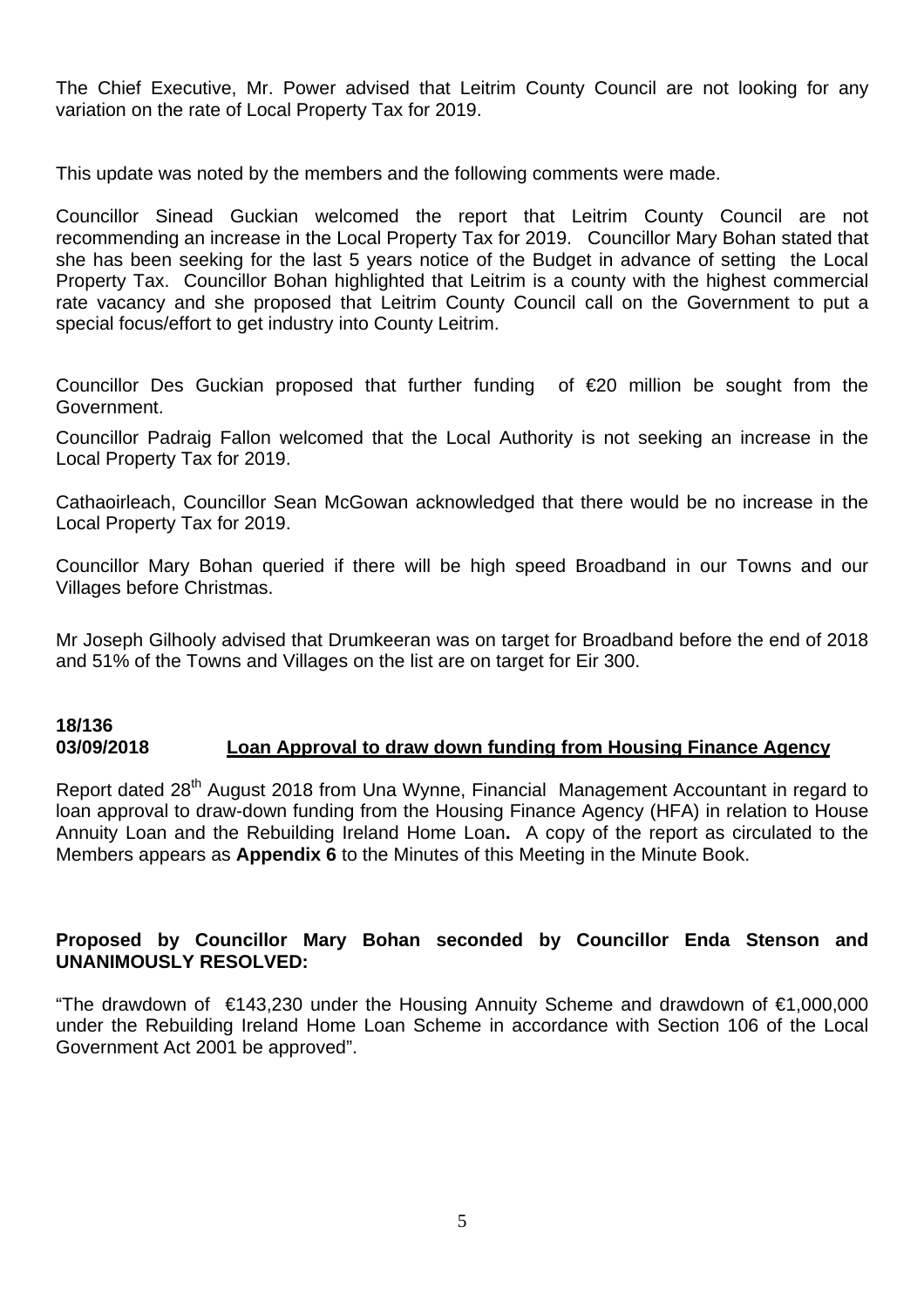The Chief Executive, Mr. Power advised that Leitrim County Council are not looking for any variation on the rate of Local Property Tax for 2019.

This update was noted by the members and the following comments were made.

Councillor Sinead Guckian welcomed the report that Leitrim County Council are not recommending an increase in the Local Property Tax for 2019. Councillor Mary Bohan stated that she has been seeking for the last 5 years notice of the Budget in advance of setting the Local Property Tax. Councillor Bohan highlighted that Leitrim is a county with the highest commercial rate vacancy and she proposed that Leitrim County Council call on the Government to put a special focus/effort to get industry into County Leitrim.

Councillor Des Guckian proposed that further funding of €20 million be sought from the Government.

Councillor Padraig Fallon welcomed that the Local Authority is not seeking an increase in the Local Property Tax for 2019.

Cathaoirleach, Councillor Sean McGowan acknowledged that there would be no increase in the Local Property Tax for 2019.

Councillor Mary Bohan queried if there will be high speed Broadband in our Towns and our Villages before Christmas.

Mr Joseph Gilhooly advised that Drumkeeran was on target for Broadband before the end of 2018 and 51% of the Towns and Villages on the list are on target for Eir 300.

**18/136**
**03/09/2018** **Loan Approval to draw down funding from Housing Finance Agency**

Report dated 28th August 2018 from Una Wynne, Financial Management Accountant in regard to loan approval to draw-down funding from the Housing Finance Agency (HFA) in relation to House Annuity Loan and the Rebuilding Ireland Home Loan**.** A copy of the report as circulated to the Members appears as **Appendix 6** to the Minutes of this Meeting in the Minute Book.

**Proposed by Councillor Mary Bohan seconded by Councillor Enda Stenson and UNANIMOUSLY RESOLVED:**

"The drawdown of €143,230 under the Housing Annuity Scheme and drawdown of €1,000,000 under the Rebuilding Ireland Home Loan Scheme in accordance with Section 106 of the Local Government Act 2001 be approved".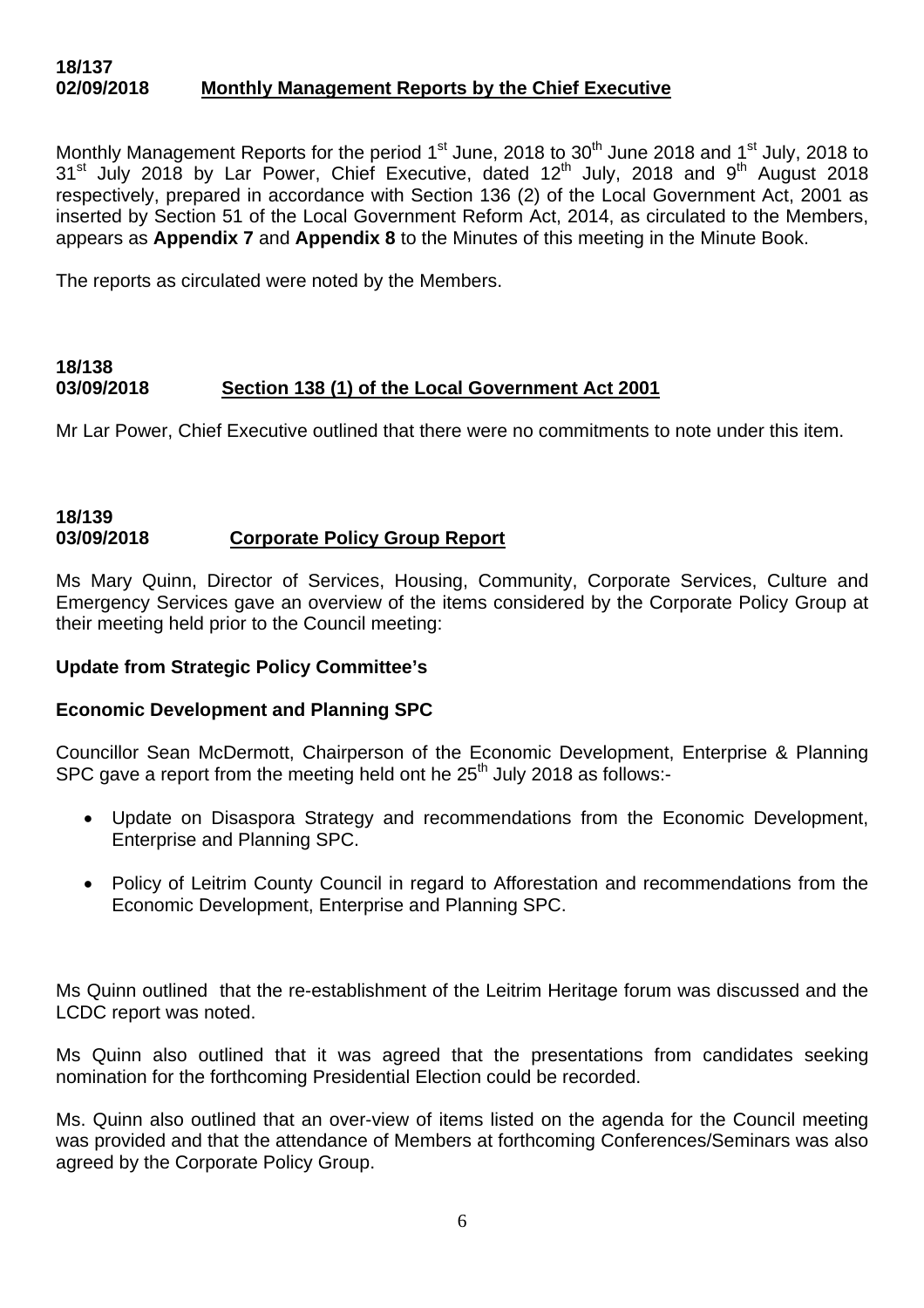**18/137**
**02/09/2018** **Monthly Management Reports by the Chief Executive**

Monthly Management Reports for the period 1st June, 2018 to 30th June 2018 and 1st July, 2018 to 31st July 2018 by Lar Power, Chief Executive, dated 12th July, 2018 and 9th August 2018 respectively, prepared in accordance with Section 136 (2) of the Local Government Act, 2001 as inserted by Section 51 of the Local Government Reform Act, 2014, as circulated to the Members, appears as **Appendix 7** and **Appendix 8** to the Minutes of this meeting in the Minute Book.

The reports as circulated were noted by the Members.

**18/138**
**03/09/2018** **Section 138 (1) of the Local Government Act 2001**

Mr Lar Power, Chief Executive outlined that there were no commitments to note under this item.

**18/139**
**03/09/2018** **Corporate Policy Group Report**

Ms Mary Quinn, Director of Services, Housing, Community, Corporate Services, Culture and Emergency Services gave an overview of the items considered by the Corporate Policy Group at their meeting held prior to the Council meeting:

**Update from Strategic Policy Committee's**

**Economic Development and Planning SPC**

Councillor Sean McDermott, Chairperson of the Economic Development, Enterprise & Planning SPC gave a report from the meeting held ont he 25th July 2018 as follows:-

- Update on Disaspora Strategy and recommendations from the Economic Development, Enterprise and Planning SPC.
- Policy of Leitrim County Council in regard to Afforestation and recommendations from the Economic Development, Enterprise and Planning SPC.

Ms Quinn outlined that the re-establishment of the Leitrim Heritage forum was discussed and the LCDC report was noted.

Ms Quinn also outlined that it was agreed that the presentations from candidates seeking nomination for the forthcoming Presidential Election could be recorded.

Ms. Quinn also outlined that an over-view of items listed on the agenda for the Council meeting was provided and that the attendance of Members at forthcoming Conferences/Seminars was also agreed by the Corporate Policy Group.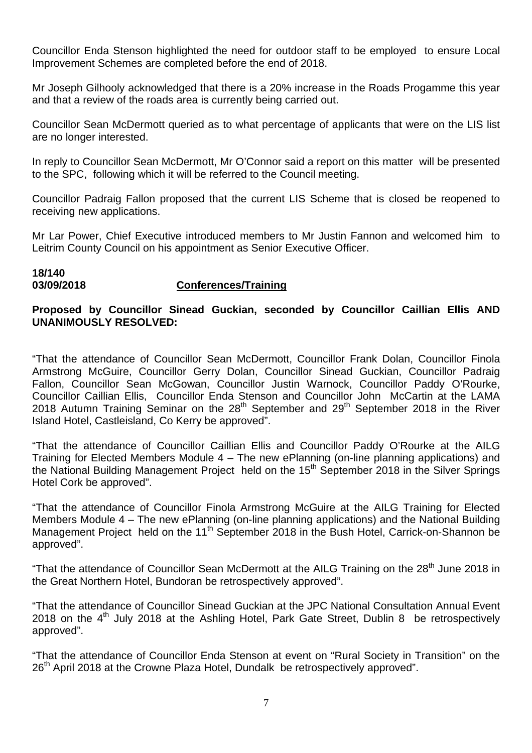Councillor Enda Stenson highlighted the need for outdoor staff to be employed to ensure Local Improvement Schemes are completed before the end of 2018.

Mr Joseph Gilhooly acknowledged that there is a 20% increase in the Roads Progamme this year and that a review of the roads area is currently being carried out.

Councillor Sean McDermott queried as to what percentage of applicants that were on the LIS list are no longer interested.

In reply to Councillor Sean McDermott, Mr O'Connor said a report on this matter will be presented to the SPC, following which it will be referred to the Council meeting.

Councillor Padraig Fallon proposed that the current LIS Scheme that is closed be reopened to receiving new applications.

Mr Lar Power, Chief Executive introduced members to Mr Justin Fannon and welcomed him to Leitrim County Council on his appointment as Senior Executive Officer.

**18/140**
**03/09/2018** **Conferences/Training**

**Proposed by Councillor Sinead Guckian, seconded by Councillor Caillian Ellis AND UNANIMOUSLY RESOLVED:**

"That the attendance of Councillor Sean McDermott, Councillor Frank Dolan, Councillor Finola Armstrong McGuire, Councillor Gerry Dolan, Councillor Sinead Guckian, Councillor Padraig Fallon, Councillor Sean McGowan, Councillor Justin Warnock, Councillor Paddy O'Rourke, Councillor Caillian Ellis, Councillor Enda Stenson and Councillor John McCartin at the LAMA 2018 Autumn Training Seminar on the 28th September and 29th September 2018 in the River Island Hotel, Castleisland, Co Kerry be approved".

"That the attendance of Councillor Caillian Ellis and Councillor Paddy O'Rourke at the AILG Training for Elected Members Module 4 – The new ePlanning (on-line planning applications) and the National Building Management Project held on the 15th September 2018 in the Silver Springs Hotel Cork be approved".

"That the attendance of Councillor Finola Armstrong McGuire at the AILG Training for Elected Members Module 4 – The new ePlanning (on-line planning applications) and the National Building Management Project held on the 11th September 2018 in the Bush Hotel, Carrick-on-Shannon be approved".

"That the attendance of Councillor Sean McDermott at the AILG Training on the 28th June 2018 in the Great Northern Hotel, Bundoran be retrospectively approved".

"That the attendance of Councillor Sinead Guckian at the JPC National Consultation Annual Event 2018 on the 4th July 2018 at the Ashling Hotel, Park Gate Street, Dublin 8 be retrospectively approved".

"That the attendance of Councillor Enda Stenson at event on "Rural Society in Transition" on the 26th April 2018 at the Crowne Plaza Hotel, Dundalk be retrospectively approved".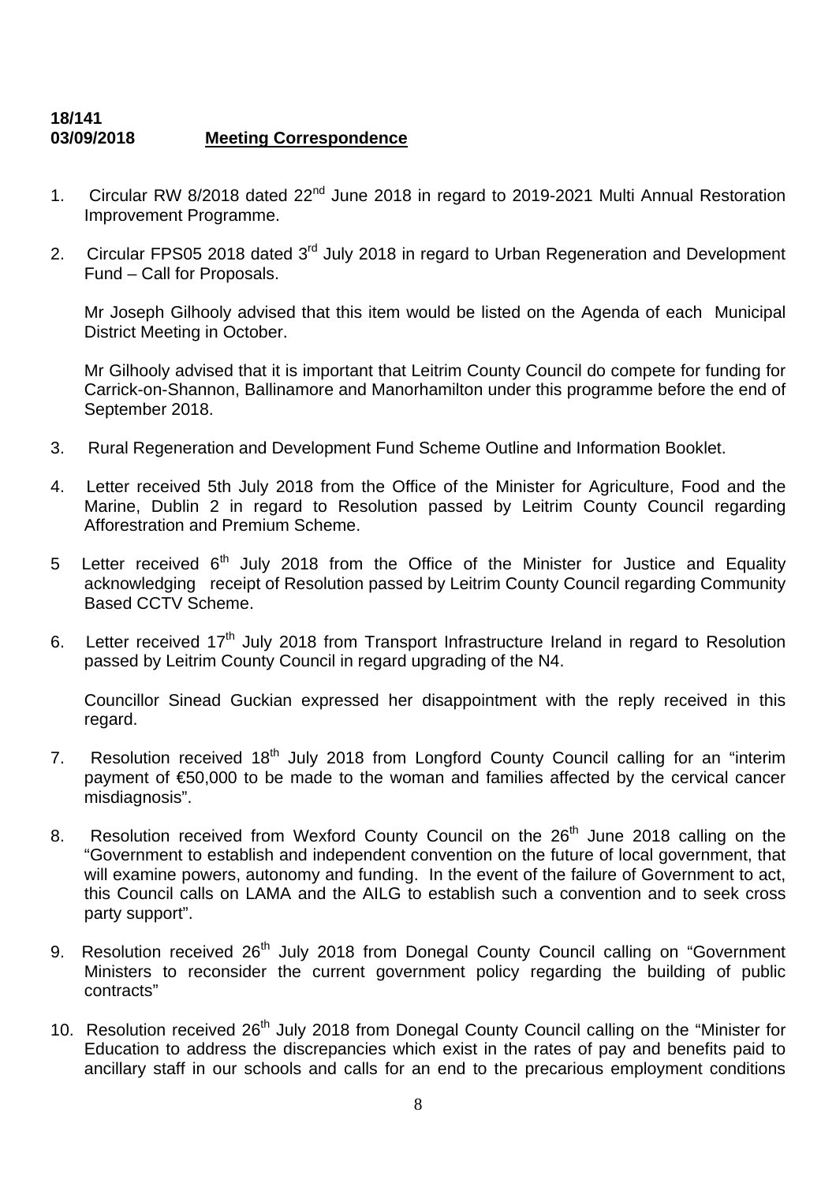**18/141**
**03/09/2018** **Meeting Correspondence**

1. Circular RW 8/2018 dated 22nd June 2018 in regard to 2019-2021 Multi Annual Restoration Improvement Programme.

2. Circular FPS05 2018 dated 3rd July 2018 in regard to Urban Regeneration and Development Fund – Call for Proposals.

   Mr Joseph Gilhooly advised that this item would be listed on the Agenda of each Municipal District Meeting in October.

   Mr Gilhooly advised that it is important that Leitrim County Council do compete for funding for Carrick-on-Shannon, Ballinamore and Manorhamilton under this programme before the end of September 2018.

3. Rural Regeneration and Development Fund Scheme Outline and Information Booklet.

4. Letter received 5th July 2018 from the Office of the Minister for Agriculture, Food and the Marine, Dublin 2 in regard to Resolution passed by Leitrim County Council regarding Afforestration and Premium Scheme.

5. Letter received 6th July 2018 from the Office of the Minister for Justice and Equality acknowledging receipt of Resolution passed by Leitrim County Council regarding Community Based CCTV Scheme.

6. Letter received 17th July 2018 from Transport Infrastructure Ireland in regard to Resolution passed by Leitrim County Council in regard upgrading of the N4.

   Councillor Sinead Guckian expressed her disappointment with the reply received in this regard.

7. Resolution received 18th July 2018 from Longford County Council calling for an "interim payment of €50,000 to be made to the woman and families affected by the cervical cancer misdiagnosis".

8. Resolution received from Wexford County Council on the 26th June 2018 calling on the "Government to establish and independent convention on the future of local government, that will examine powers, autonomy and funding. In the event of the failure of Government to act, this Council calls on LAMA and the AILG to establish such a convention and to seek cross party support".

9. Resolution received 26th July 2018 from Donegal County Council calling on "Government Ministers to reconsider the current government policy regarding the building of public contracts"

10. Resolution received 26th July 2018 from Donegal County Council calling on the "Minister for Education to address the discrepancies which exist in the rates of pay and benefits paid to ancillary staff in our schools and calls for an end to the precarious employment conditions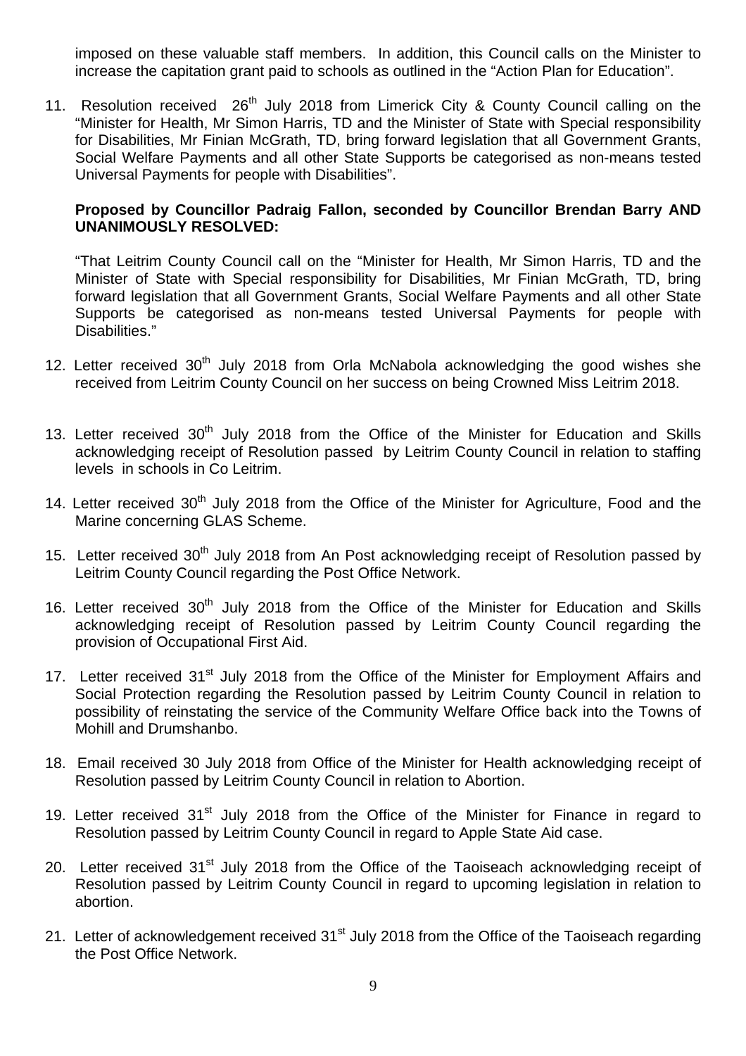imposed on these valuable staff members. In addition, this Council calls on the Minister to increase the capitation grant paid to schools as outlined in the "Action Plan for Education".

11. Resolution received 26th July 2018 from Limerick City & County Council calling on the "Minister for Health, Mr Simon Harris, TD and the Minister of State with Special responsibility for Disabilities, Mr Finian McGrath, TD, bring forward legislation that all Government Grants, Social Welfare Payments and all other State Supports be categorised as non-means tested Universal Payments for people with Disabilities".

    **Proposed by Councillor Padraig Fallon, seconded by Councillor Brendan Barry AND UNANIMOUSLY RESOLVED:**

    "That Leitrim County Council call on the "Minister for Health, Mr Simon Harris, TD and the Minister of State with Special responsibility for Disabilities, Mr Finian McGrath, TD, bring forward legislation that all Government Grants, Social Welfare Payments and all other State Supports be categorised as non-means tested Universal Payments for people with Disabilities."

12. Letter received 30th July 2018 from Orla McNabola acknowledging the good wishes she received from Leitrim County Council on her success on being Crowned Miss Leitrim 2018.

13. Letter received 30th July 2018 from the Office of the Minister for Education and Skills acknowledging receipt of Resolution passed by Leitrim County Council in relation to staffing levels in schools in Co Leitrim.

14. Letter received 30th July 2018 from the Office of the Minister for Agriculture, Food and the Marine concerning GLAS Scheme.

15. Letter received 30th July 2018 from An Post acknowledging receipt of Resolution passed by Leitrim County Council regarding the Post Office Network.

16. Letter received 30th July 2018 from the Office of the Minister for Education and Skills acknowledging receipt of Resolution passed by Leitrim County Council regarding the provision of Occupational First Aid.

17. Letter received 31st July 2018 from the Office of the Minister for Employment Affairs and Social Protection regarding the Resolution passed by Leitrim County Council in relation to possibility of reinstating the service of the Community Welfare Office back into the Towns of Mohill and Drumshanbo.

18. Email received 30 July 2018 from Office of the Minister for Health acknowledging receipt of Resolution passed by Leitrim County Council in relation to Abortion.

19. Letter received 31st July 2018 from the Office of the Minister for Finance in regard to Resolution passed by Leitrim County Council in regard to Apple State Aid case.

20. Letter received 31st July 2018 from the Office of the Taoiseach acknowledging receipt of Resolution passed by Leitrim County Council in regard to upcoming legislation in relation to abortion.

21. Letter of acknowledgement received 31st July 2018 from the Office of the Taoiseach regarding the Post Office Network.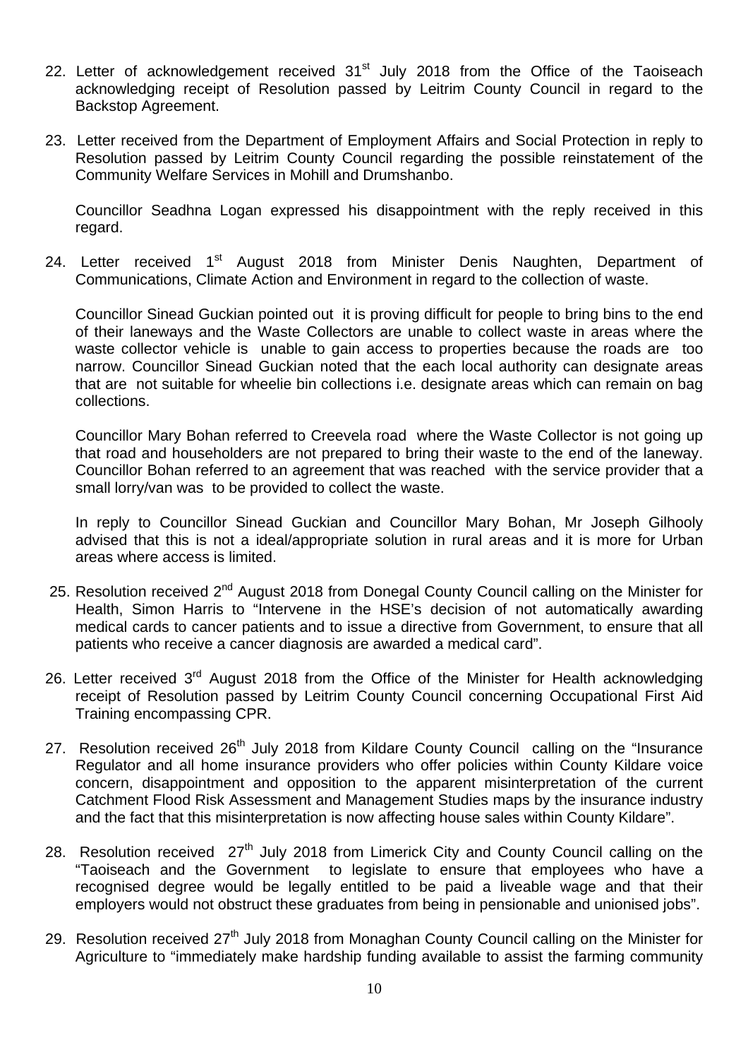22. Letter of acknowledgement received 31st July 2018 from the Office of the Taoiseach acknowledging receipt of Resolution passed by Leitrim County Council in regard to the Backstop Agreement.

23. Letter received from the Department of Employment Affairs and Social Protection in reply to Resolution passed by Leitrim County Council regarding the possible reinstatement of the Community Welfare Services in Mohill and Drumshanbo.

    Councillor Seadhna Logan expressed his disappointment with the reply received in this regard.

24. Letter received 1st August 2018 from Minister Denis Naughten, Department of Communications, Climate Action and Environment in regard to the collection of waste.

    Councillor Sinead Guckian pointed out it is proving difficult for people to bring bins to the end of their laneways and the Waste Collectors are unable to collect waste in areas where the waste collector vehicle is unable to gain access to properties because the roads are too narrow. Councillor Sinead Guckian noted that the each local authority can designate areas that are not suitable for wheelie bin collections i.e. designate areas which can remain on bag collections.

    Councillor Mary Bohan referred to Creevela road where the Waste Collector is not going up that road and householders are not prepared to bring their waste to the end of the laneway. Councillor Bohan referred to an agreement that was reached with the service provider that a small lorry/van was to be provided to collect the waste.

    In reply to Councillor Sinead Guckian and Councillor Mary Bohan, Mr Joseph Gilhooly advised that this is not a ideal/appropriate solution in rural areas and it is more for Urban areas where access is limited.

25. Resolution received 2nd August 2018 from Donegal County Council calling on the Minister for Health, Simon Harris to "Intervene in the HSE's decision of not automatically awarding medical cards to cancer patients and to issue a directive from Government, to ensure that all patients who receive a cancer diagnosis are awarded a medical card".

26. Letter received 3rd August 2018 from the Office of the Minister for Health acknowledging receipt of Resolution passed by Leitrim County Council concerning Occupational First Aid Training encompassing CPR.

27. Resolution received 26th July 2018 from Kildare County Council calling on the "Insurance Regulator and all home insurance providers who offer policies within County Kildare voice concern, disappointment and opposition to the apparent misinterpretation of the current Catchment Flood Risk Assessment and Management Studies maps by the insurance industry and the fact that this misinterpretation is now affecting house sales within County Kildare".

28. Resolution received 27th July 2018 from Limerick City and County Council calling on the "Taoiseach and the Government to legislate to ensure that employees who have a recognised degree would be legally entitled to be paid a liveable wage and that their employers would not obstruct these graduates from being in pensionable and unionised jobs".

29. Resolution received 27th July 2018 from Monaghan County Council calling on the Minister for Agriculture to "immediately make hardship funding available to assist the farming community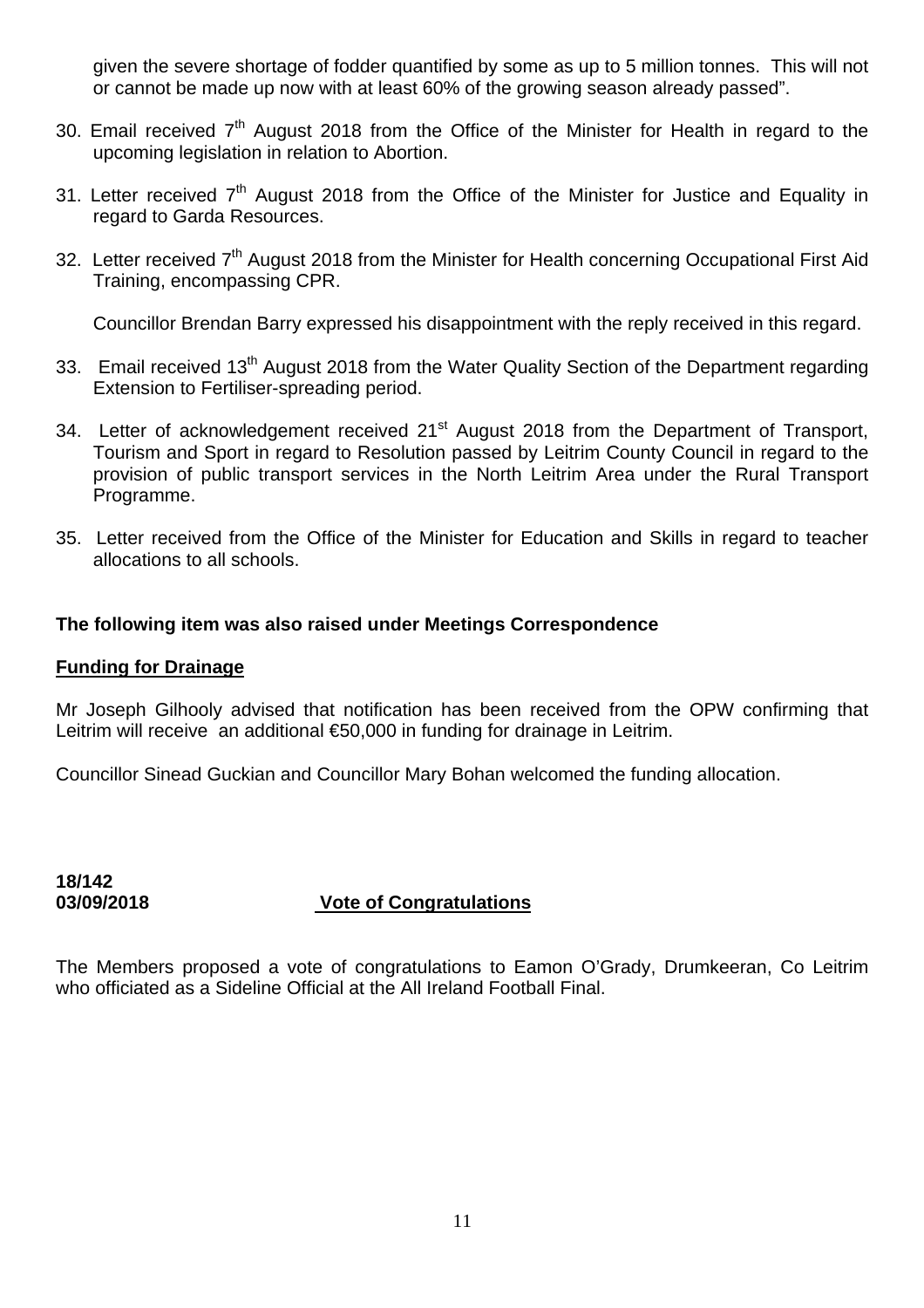given the severe shortage of fodder quantified by some as up to 5 million tonnes. This will not or cannot be made up now with at least 60% of the growing season already passed".

30. Email received 7th August 2018 from the Office of the Minister for Health in regard to the upcoming legislation in relation to Abortion.

31. Letter received 7th August 2018 from the Office of the Minister for Justice and Equality in regard to Garda Resources.

32. Letter received 7th August 2018 from the Minister for Health concerning Occupational First Aid Training, encompassing CPR.

    Councillor Brendan Barry expressed his disappointment with the reply received in this regard.

33. Email received 13th August 2018 from the Water Quality Section of the Department regarding Extension to Fertiliser-spreading period.

34. Letter of acknowledgement received 21st August 2018 from the Department of Transport, Tourism and Sport in regard to Resolution passed by Leitrim County Council in regard to the provision of public transport services in the North Leitrim Area under the Rural Transport Programme.

35. Letter received from the Office of the Minister for Education and Skills in regard to teacher allocations to all schools.

**The following item was also raised under Meetings Correspondence**

**Funding for Drainage**

Mr Joseph Gilhooly advised that notification has been received from the OPW confirming that Leitrim will receive an additional €50,000 in funding for drainage in Leitrim.

Councillor Sinead Guckian and Councillor Mary Bohan welcomed the funding allocation.

**18/142**
**03/09/2018** **Vote of Congratulations**

The Members proposed a vote of congratulations to Eamon O'Grady, Drumkeeran, Co Leitrim who officiated as a Sideline Official at the All Ireland Football Final.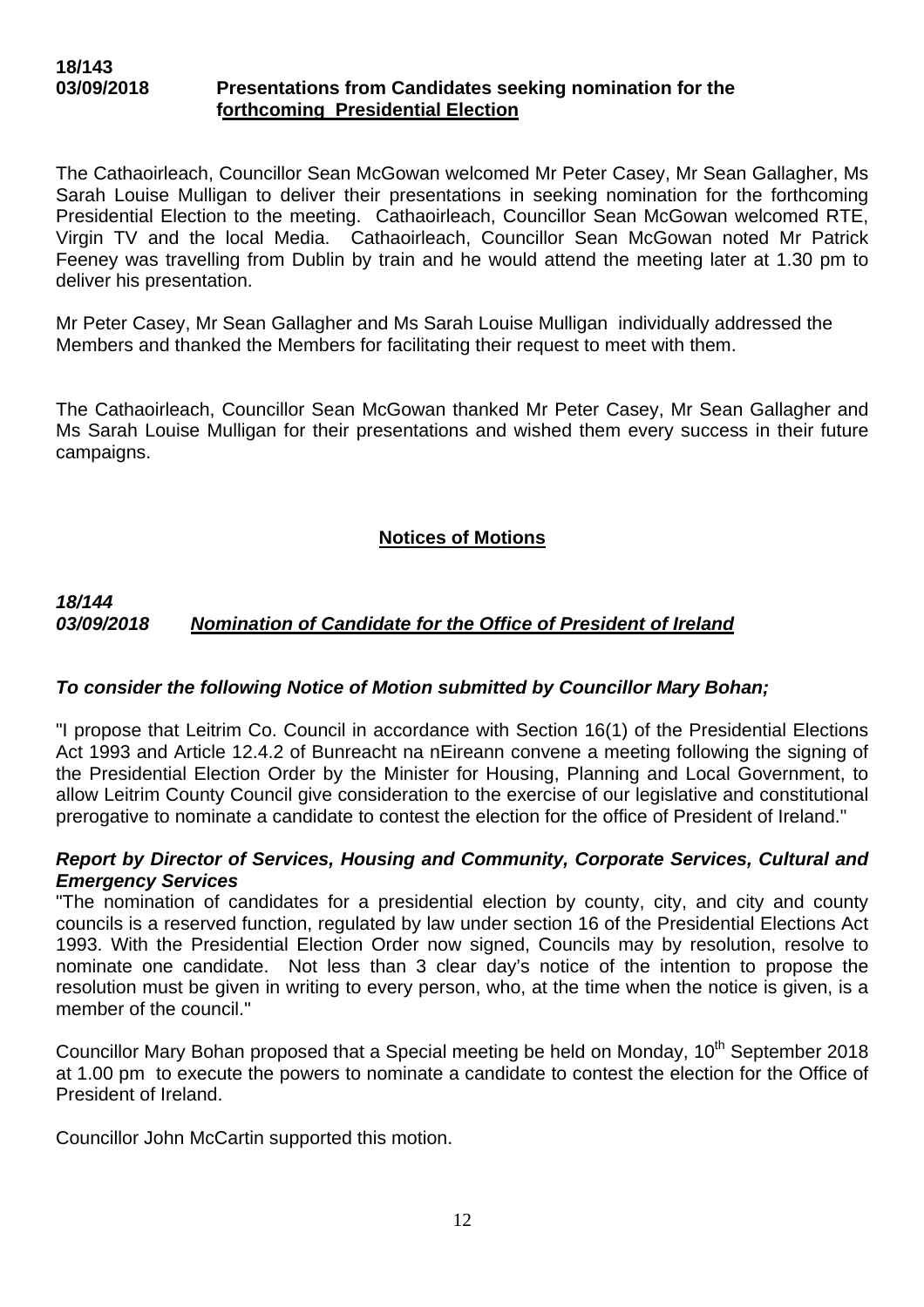**18/143**
**03/09/2018** **Presentations from Candidates seeking nomination for the forthcoming Presidential Election**

The Cathaoirleach, Councillor Sean McGowan welcomed Mr Peter Casey, Mr Sean Gallagher, Ms Sarah Louise Mulligan to deliver their presentations in seeking nomination for the forthcoming Presidential Election to the meeting. Cathaoirleach, Councillor Sean McGowan welcomed RTE, Virgin TV and the local Media. Cathaoirleach, Councillor Sean McGowan noted Mr Patrick Feeney was travelling from Dublin by train and he would attend the meeting later at 1.30 pm to deliver his presentation.

Mr Peter Casey, Mr Sean Gallagher and Ms Sarah Louise Mulligan individually addressed the Members and thanked the Members for facilitating their request to meet with them.

The Cathaoirleach, Councillor Sean McGowan thanked Mr Peter Casey, Mr Sean Gallagher and Ms Sarah Louise Mulligan for their presentations and wished them every success in their future campaigns.

## Notices of Motions

***18/144***
***03/09/2018*** ***Nomination of Candidate for the Office of President of Ireland***

***To consider the following Notice of Motion submitted by Councillor Mary Bohan;***

"I propose that Leitrim Co. Council in accordance with Section 16(1) of the Presidential Elections Act 1993 and Article 12.4.2 of Bunreacht na nEireann convene a meeting following the signing of the Presidential Election Order by the Minister for Housing, Planning and Local Government, to allow Leitrim County Council give consideration to the exercise of our legislative and constitutional prerogative to nominate a candidate to contest the election for the office of President of Ireland."

***Report by Director of Services, Housing and Community, Corporate Services, Cultural and Emergency Services***

"The nomination of candidates for a presidential election by county, city, and city and county councils is a reserved function, regulated by law under section 16 of the Presidential Elections Act 1993. With the Presidential Election Order now signed, Councils may by resolution, resolve to nominate one candidate. Not less than 3 clear day's notice of the intention to propose the resolution must be given in writing to every person, who, at the time when the notice is given, is a member of the council."

Councillor Mary Bohan proposed that a Special meeting be held on Monday, 10th September 2018 at 1.00 pm to execute the powers to nominate a candidate to contest the election for the Office of President of Ireland.

Councillor John McCartin supported this motion.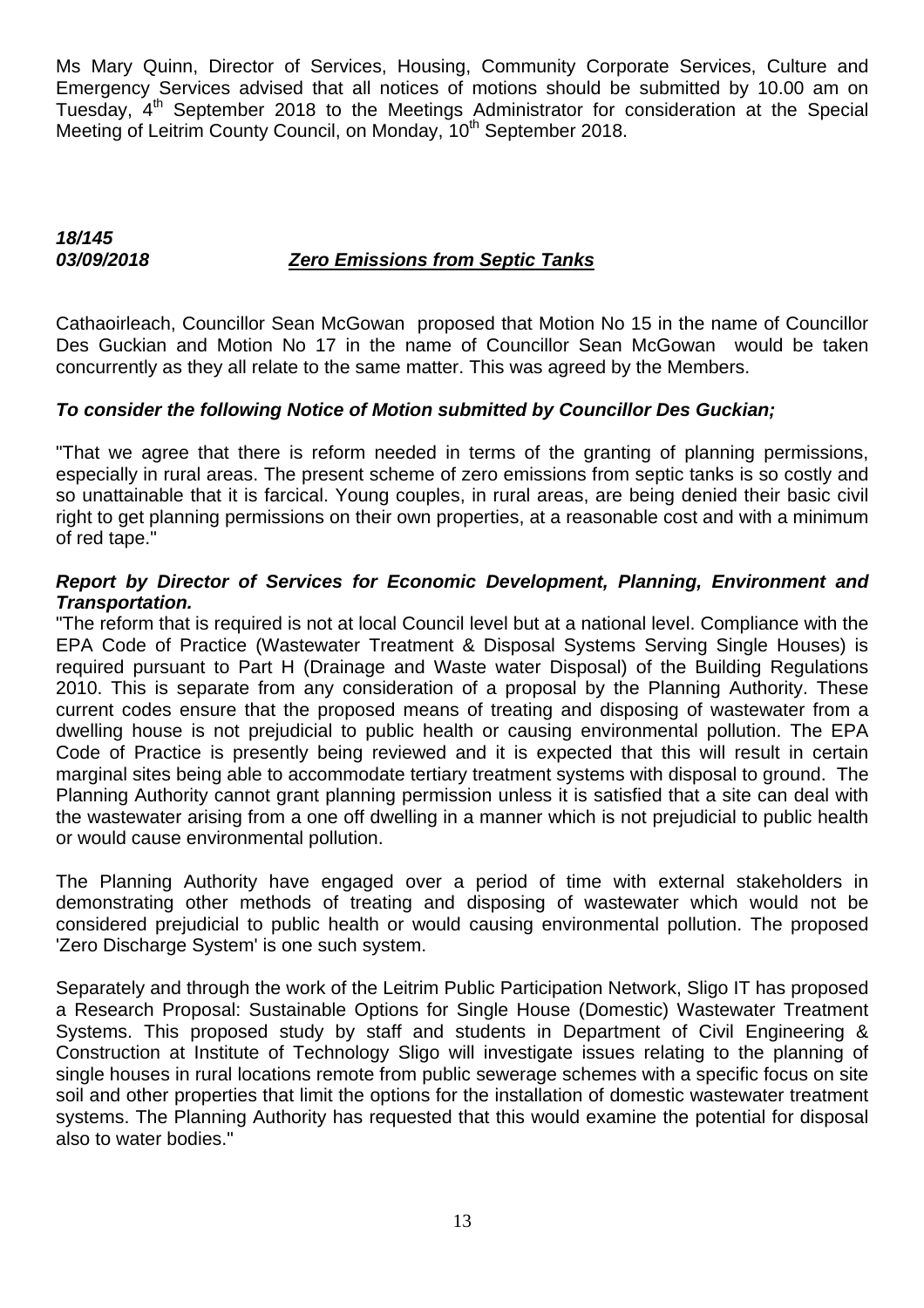Ms Mary Quinn, Director of Services, Housing, Community Corporate Services, Culture and Emergency Services advised that all notices of motions should be submitted by 10.00 am on Tuesday, 4th September 2018 to the Meetings Administrator for consideration at the Special Meeting of Leitrim County Council, on Monday, 10th September 2018.

***18/145***
***03/09/2018*** ***Zero Emissions from Septic Tanks***

Cathaoirleach, Councillor Sean McGowan proposed that Motion No 15 in the name of Councillor Des Guckian and Motion No 17 in the name of Councillor Sean McGowan would be taken concurrently as they all relate to the same matter. This was agreed by the Members.

***To consider the following Notice of Motion submitted by Councillor Des Guckian;***

"That we agree that there is reform needed in terms of the granting of planning permissions, especially in rural areas. The present scheme of zero emissions from septic tanks is so costly and so unattainable that it is farcical. Young couples, in rural areas, are being denied their basic civil right to get planning permissions on their own properties, at a reasonable cost and with a minimum of red tape."

***Report by Director of Services for Economic Development, Planning, Environment and Transportation.***

"The reform that is required is not at local Council level but at a national level. Compliance with the EPA Code of Practice (Wastewater Treatment & Disposal Systems Serving Single Houses) is required pursuant to Part H (Drainage and Waste water Disposal) of the Building Regulations 2010. This is separate from any consideration of a proposal by the Planning Authority. These current codes ensure that the proposed means of treating and disposing of wastewater from a dwelling house is not prejudicial to public health or causing environmental pollution. The EPA Code of Practice is presently being reviewed and it is expected that this will result in certain marginal sites being able to accommodate tertiary treatment systems with disposal to ground. The Planning Authority cannot grant planning permission unless it is satisfied that a site can deal with the wastewater arising from a one off dwelling in a manner which is not prejudicial to public health or would cause environmental pollution.

The Planning Authority have engaged over a period of time with external stakeholders in demonstrating other methods of treating and disposing of wastewater which would not be considered prejudicial to public health or would causing environmental pollution. The proposed 'Zero Discharge System' is one such system.

Separately and through the work of the Leitrim Public Participation Network, Sligo IT has proposed a Research Proposal: Sustainable Options for Single House (Domestic) Wastewater Treatment Systems. This proposed study by staff and students in Department of Civil Engineering & Construction at Institute of Technology Sligo will investigate issues relating to the planning of single houses in rural locations remote from public sewerage schemes with a specific focus on site soil and other properties that limit the options for the installation of domestic wastewater treatment systems. The Planning Authority has requested that this would examine the potential for disposal also to water bodies."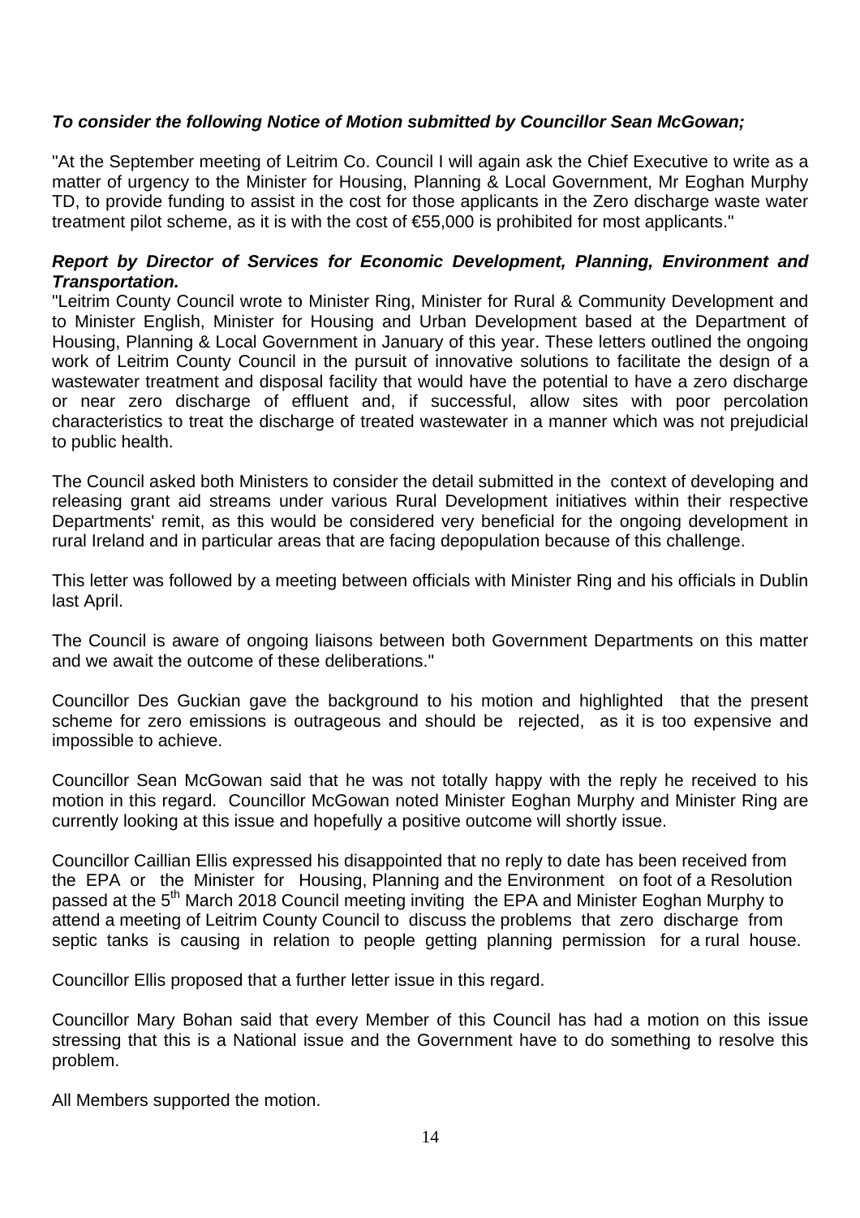***To consider the following Notice of Motion submitted by Councillor Sean McGowan;***

"At the September meeting of Leitrim Co. Council I will again ask the Chief Executive to write as a matter of urgency to the Minister for Housing, Planning & Local Government, Mr Eoghan Murphy TD, to provide funding to assist in the cost for those applicants in the Zero discharge waste water treatment pilot scheme, as it is with the cost of €55,000 is prohibited for most applicants."

***Report by Director of Services for Economic Development, Planning, Environment and Transportation.***

"Leitrim County Council wrote to Minister Ring, Minister for Rural & Community Development and to Minister English, Minister for Housing and Urban Development based at the Department of Housing, Planning & Local Government in January of this year. These letters outlined the ongoing work of Leitrim County Council in the pursuit of innovative solutions to facilitate the design of a wastewater treatment and disposal facility that would have the potential to have a zero discharge or near zero discharge of effluent and, if successful, allow sites with poor percolation characteristics to treat the discharge of treated wastewater in a manner which was not prejudicial to public health.

The Council asked both Ministers to consider the detail submitted in the context of developing and releasing grant aid streams under various Rural Development initiatives within their respective Departments' remit, as this would be considered very beneficial for the ongoing development in rural Ireland and in particular areas that are facing depopulation because of this challenge.

This letter was followed by a meeting between officials with Minister Ring and his officials in Dublin last April.

The Council is aware of ongoing liaisons between both Government Departments on this matter and we await the outcome of these deliberations."

Councillor Des Guckian gave the background to his motion and highlighted that the present scheme for zero emissions is outrageous and should be rejected, as it is too expensive and impossible to achieve.

Councillor Sean McGowan said that he was not totally happy with the reply he received to his motion in this regard. Councillor McGowan noted Minister Eoghan Murphy and Minister Ring are currently looking at this issue and hopefully a positive outcome will shortly issue.

Councillor Caillian Ellis expressed his disappointed that no reply to date has been received from the EPA or the Minister for Housing, Planning and the Environment on foot of a Resolution passed at the 5th March 2018 Council meeting inviting the EPA and Minister Eoghan Murphy to attend a meeting of Leitrim County Council to discuss the problems that zero discharge from septic tanks is causing in relation to people getting planning permission for a rural house.

Councillor Ellis proposed that a further letter issue in this regard.

Councillor Mary Bohan said that every Member of this Council has had a motion on this issue stressing that this is a National issue and the Government have to do something to resolve this problem.

All Members supported the motion.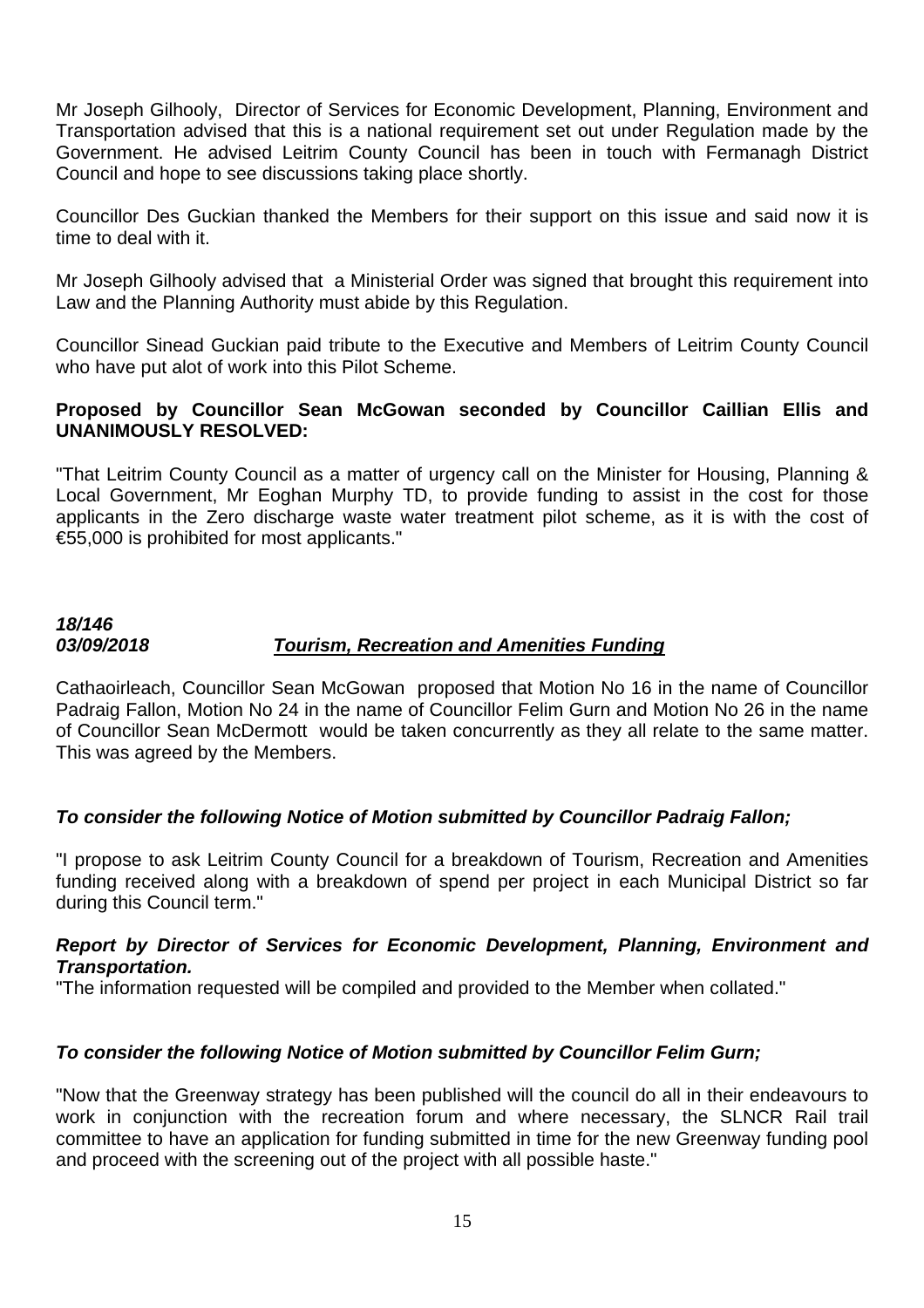Mr Joseph Gilhooly, Director of Services for Economic Development, Planning, Environment and Transportation advised that this is a national requirement set out under Regulation made by the Government. He advised Leitrim County Council has been in touch with Fermanagh District Council and hope to see discussions taking place shortly.

Councillor Des Guckian thanked the Members for their support on this issue and said now it is time to deal with it.

Mr Joseph Gilhooly advised that a Ministerial Order was signed that brought this requirement into Law and the Planning Authority must abide by this Regulation.

Councillor Sinead Guckian paid tribute to the Executive and Members of Leitrim County Council who have put alot of work into this Pilot Scheme.

**Proposed by Councillor Sean McGowan seconded by Councillor Caillian Ellis and UNANIMOUSLY RESOLVED:**

"That Leitrim County Council as a matter of urgency call on the Minister for Housing, Planning & Local Government, Mr Eoghan Murphy TD, to provide funding to assist in the cost for those applicants in the Zero discharge waste water treatment pilot scheme, as it is with the cost of €55,000 is prohibited for most applicants."

***18/146***
***03/09/2018*** ***<u>Tourism, Recreation and Amenities Funding</u>***

Cathaoirleach, Councillor Sean McGowan proposed that Motion No 16 in the name of Councillor Padraig Fallon, Motion No 24 in the name of Councillor Felim Gurn and Motion No 26 in the name of Councillor Sean McDermott would be taken concurrently as they all relate to the same matter. This was agreed by the Members.

***To consider the following Notice of Motion submitted by Councillor Padraig Fallon;***

"I propose to ask Leitrim County Council for a breakdown of Tourism, Recreation and Amenities funding received along with a breakdown of spend per project in each Municipal District so far during this Council term."

***Report by Director of Services for Economic Development, Planning, Environment and Transportation.***
"The information requested will be compiled and provided to the Member when collated."

***To consider the following Notice of Motion submitted by Councillor Felim Gurn;***

"Now that the Greenway strategy has been published will the council do all in their endeavours to work in conjunction with the recreation forum and where necessary, the SLNCR Rail trail committee to have an application for funding submitted in time for the new Greenway funding pool and proceed with the screening out of the project with all possible haste."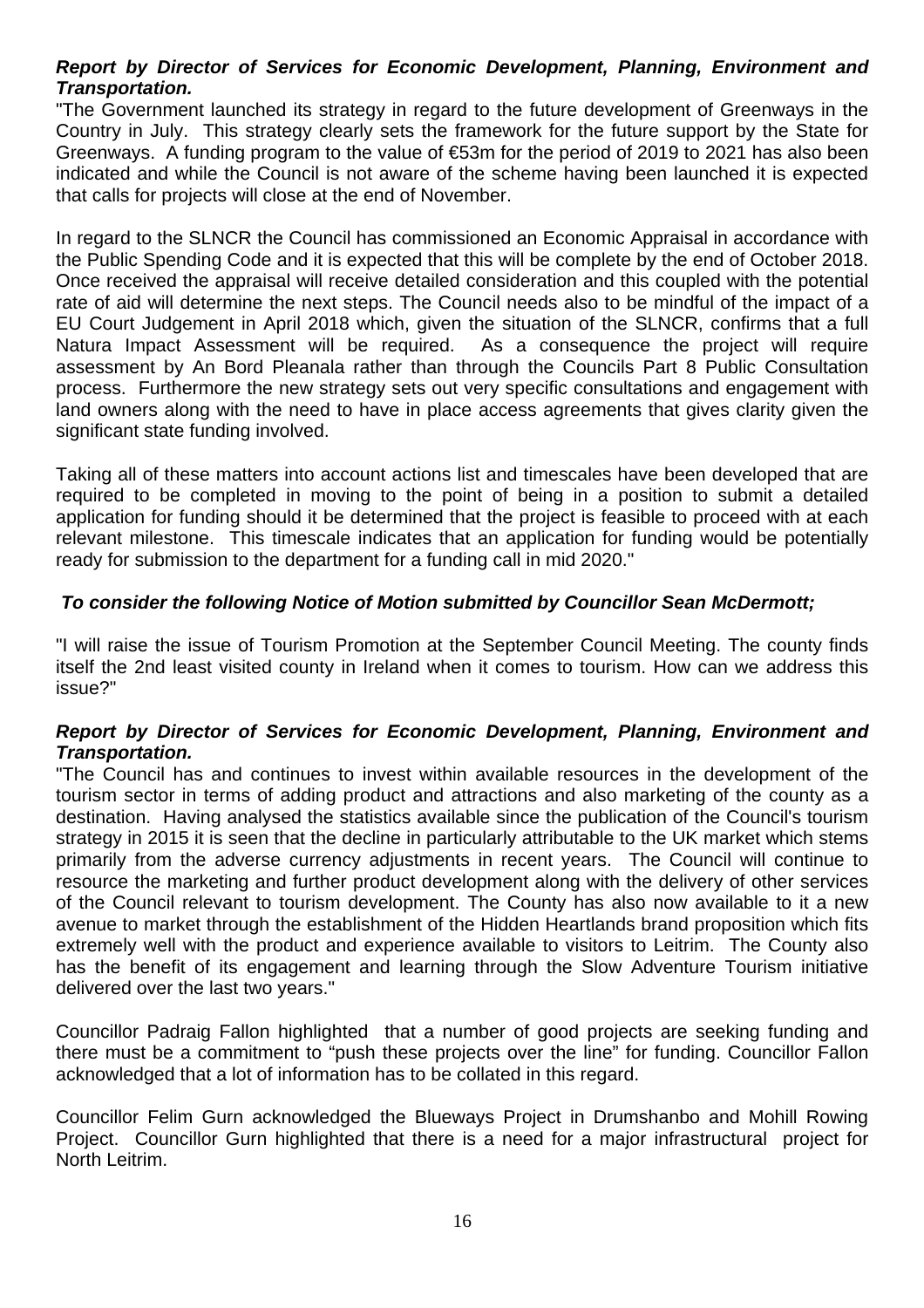***Report by Director of Services for Economic Development, Planning, Environment and Transportation.***

"The Government launched its strategy in regard to the future development of Greenways in the Country in July. This strategy clearly sets the framework for the future support by the State for Greenways. A funding program to the value of €53m for the period of 2019 to 2021 has also been indicated and while the Council is not aware of the scheme having been launched it is expected that calls for projects will close at the end of November.

In regard to the SLNCR the Council has commissioned an Economic Appraisal in accordance with the Public Spending Code and it is expected that this will be complete by the end of October 2018. Once received the appraisal will receive detailed consideration and this coupled with the potential rate of aid will determine the next steps. The Council needs also to be mindful of the impact of a EU Court Judgement in April 2018 which, given the situation of the SLNCR, confirms that a full Natura Impact Assessment will be required. As a consequence the project will require assessment by An Bord Pleanala rather than through the Councils Part 8 Public Consultation process. Furthermore the new strategy sets out very specific consultations and engagement with land owners along with the need to have in place access agreements that gives clarity given the significant state funding involved.

Taking all of these matters into account actions list and timescales have been developed that are required to be completed in moving to the point of being in a position to submit a detailed application for funding should it be determined that the project is feasible to proceed with at each relevant milestone. This timescale indicates that an application for funding would be potentially ready for submission to the department for a funding call in mid 2020."

***To consider the following Notice of Motion submitted by Councillor Sean McDermott;***

"I will raise the issue of Tourism Promotion at the September Council Meeting. The county finds itself the 2nd least visited county in Ireland when it comes to tourism. How can we address this issue?"

***Report by Director of Services for Economic Development, Planning, Environment and Transportation.***

"The Council has and continues to invest within available resources in the development of the tourism sector in terms of adding product and attractions and also marketing of the county as a destination. Having analysed the statistics available since the publication of the Council's tourism strategy in 2015 it is seen that the decline in particularly attributable to the UK market which stems primarily from the adverse currency adjustments in recent years. The Council will continue to resource the marketing and further product development along with the delivery of other services of the Council relevant to tourism development. The County has also now available to it a new avenue to market through the establishment of the Hidden Heartlands brand proposition which fits extremely well with the product and experience available to visitors to Leitrim. The County also has the benefit of its engagement and learning through the Slow Adventure Tourism initiative delivered over the last two years."

Councillor Padraig Fallon highlighted that a number of good projects are seeking funding and there must be a commitment to "push these projects over the line" for funding. Councillor Fallon acknowledged that a lot of information has to be collated in this regard.

Councillor Felim Gurn acknowledged the Blueways Project in Drumshanbo and Mohill Rowing Project. Councillor Gurn highlighted that there is a need for a major infrastructural project for North Leitrim.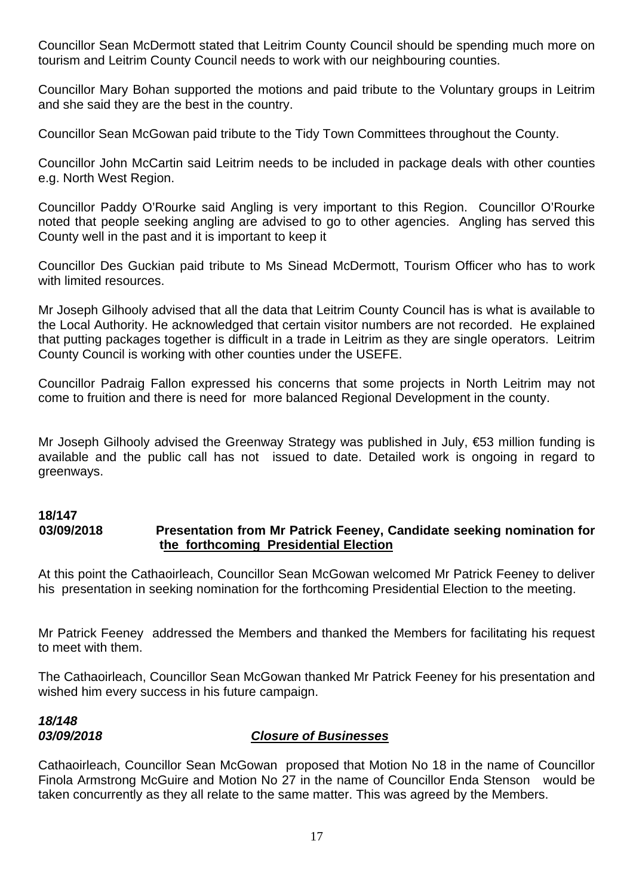Councillor Sean McDermott stated that Leitrim County Council should be spending much more on tourism and Leitrim County Council needs to work with our neighbouring counties.

Councillor Mary Bohan supported the motions and paid tribute to the Voluntary groups in Leitrim and she said they are the best in the country.

Councillor Sean McGowan paid tribute to the Tidy Town Committees throughout the County.

Councillor John McCartin said Leitrim needs to be included in package deals with other counties e.g. North West Region.

Councillor Paddy O'Rourke said Angling is very important to this Region. Councillor O'Rourke noted that people seeking angling are advised to go to other agencies. Angling has served this County well in the past and it is important to keep it

Councillor Des Guckian paid tribute to Ms Sinead McDermott, Tourism Officer who has to work with limited resources.

Mr Joseph Gilhooly advised that all the data that Leitrim County Council has is what is available to the Local Authority. He acknowledged that certain visitor numbers are not recorded. He explained that putting packages together is difficult in a trade in Leitrim as they are single operators. Leitrim County Council is working with other counties under the USEFE.

Councillor Padraig Fallon expressed his concerns that some projects in North Leitrim may not come to fruition and there is need for more balanced Regional Development in the county.

Mr Joseph Gilhooly advised the Greenway Strategy was published in July, €53 million funding is available and the public call has not issued to date. Detailed work is ongoing in regard to greenways.

**18/147**
**03/09/2018** **Presentation from Mr Patrick Feeney, Candidate seeking nomination for the forthcoming Presidential Election**

At this point the Cathaoirleach, Councillor Sean McGowan welcomed Mr Patrick Feeney to deliver his presentation in seeking nomination for the forthcoming Presidential Election to the meeting.

Mr Patrick Feeney addressed the Members and thanked the Members for facilitating his request to meet with them.

The Cathaoirleach, Councillor Sean McGowan thanked Mr Patrick Feeney for his presentation and wished him every success in his future campaign.

***18/148***
***03/09/2018*** ***Closure of Businesses***

Cathaoirleach, Councillor Sean McGowan proposed that Motion No 18 in the name of Councillor Finola Armstrong McGuire and Motion No 27 in the name of Councillor Enda Stenson would be taken concurrently as they all relate to the same matter. This was agreed by the Members.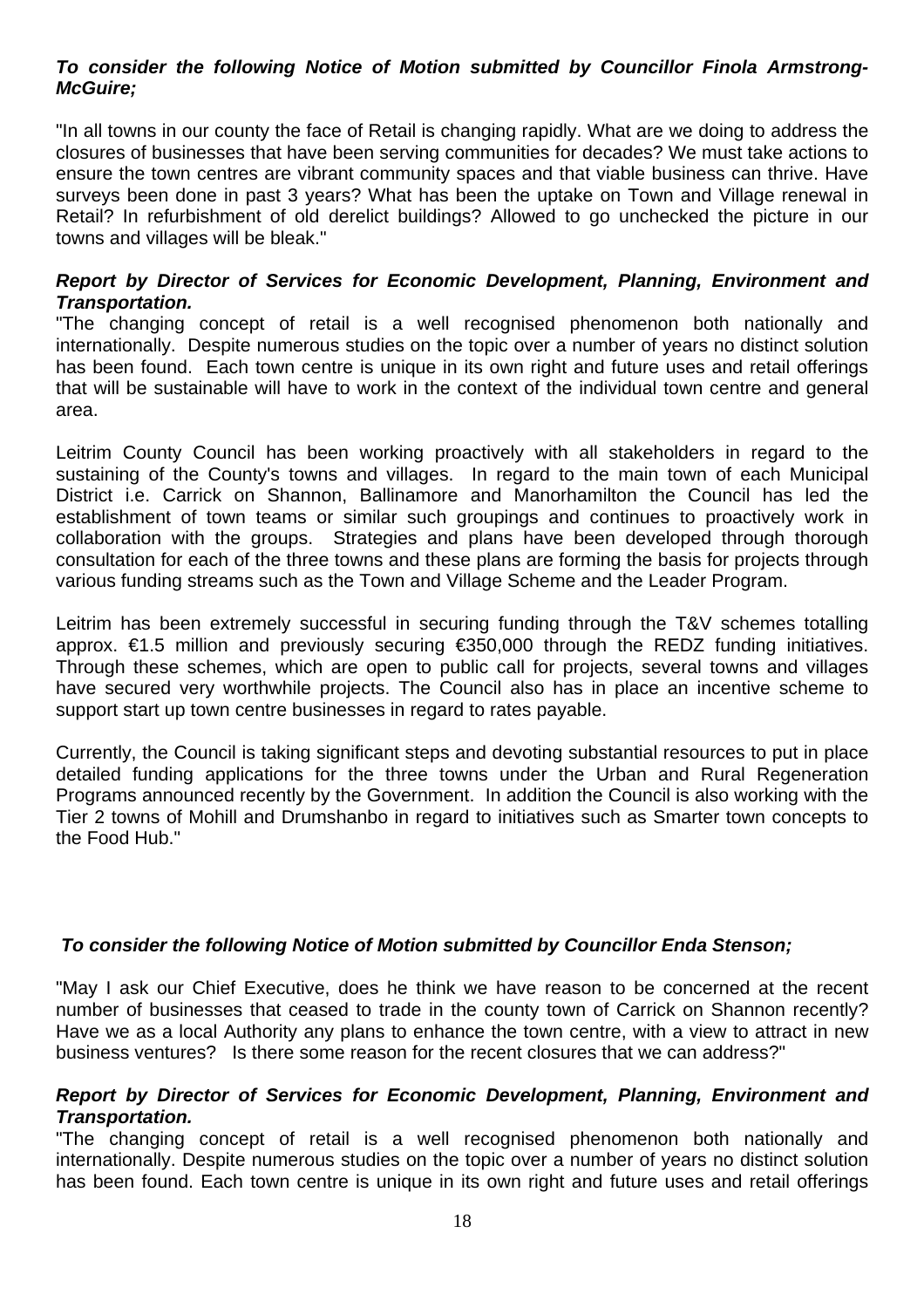***To consider the following Notice of Motion submitted by Councillor Finola Armstrong-McGuire;***

"In all towns in our county the face of Retail is changing rapidly. What are we doing to address the closures of businesses that have been serving communities for decades? We must take actions to ensure the town centres are vibrant community spaces and that viable business can thrive. Have surveys been done in past 3 years? What has been the uptake on Town and Village renewal in Retail? In refurbishment of old derelict buildings? Allowed to go unchecked the picture in our towns and villages will be bleak."

***Report by Director of Services for Economic Development, Planning, Environment and Transportation.***

"The changing concept of retail is a well recognised phenomenon both nationally and internationally. Despite numerous studies on the topic over a number of years no distinct solution has been found. Each town centre is unique in its own right and future uses and retail offerings that will be sustainable will have to work in the context of the individual town centre and general area.

Leitrim County Council has been working proactively with all stakeholders in regard to the sustaining of the County's towns and villages. In regard to the main town of each Municipal District i.e. Carrick on Shannon, Ballinamore and Manorhamilton the Council has led the establishment of town teams or similar such groupings and continues to proactively work in collaboration with the groups. Strategies and plans have been developed through thorough consultation for each of the three towns and these plans are forming the basis for projects through various funding streams such as the Town and Village Scheme and the Leader Program.

Leitrim has been extremely successful in securing funding through the T&V schemes totalling approx. €1.5 million and previously securing €350,000 through the REDZ funding initiatives. Through these schemes, which are open to public call for projects, several towns and villages have secured very worthwhile projects. The Council also has in place an incentive scheme to support start up town centre businesses in regard to rates payable.

Currently, the Council is taking significant steps and devoting substantial resources to put in place detailed funding applications for the three towns under the Urban and Rural Regeneration Programs announced recently by the Government. In addition the Council is also working with the Tier 2 towns of Mohill and Drumshanbo in regard to initiatives such as Smarter town concepts to the Food Hub."

***To consider the following Notice of Motion submitted by Councillor Enda Stenson;***

"May I ask our Chief Executive, does he think we have reason to be concerned at the recent number of businesses that ceased to trade in the county town of Carrick on Shannon recently? Have we as a local Authority any plans to enhance the town centre, with a view to attract in new business ventures? Is there some reason for the recent closures that we can address?"

***Report by Director of Services for Economic Development, Planning, Environment and Transportation.***

"The changing concept of retail is a well recognised phenomenon both nationally and internationally. Despite numerous studies on the topic over a number of years no distinct solution has been found. Each town centre is unique in its own right and future uses and retail offerings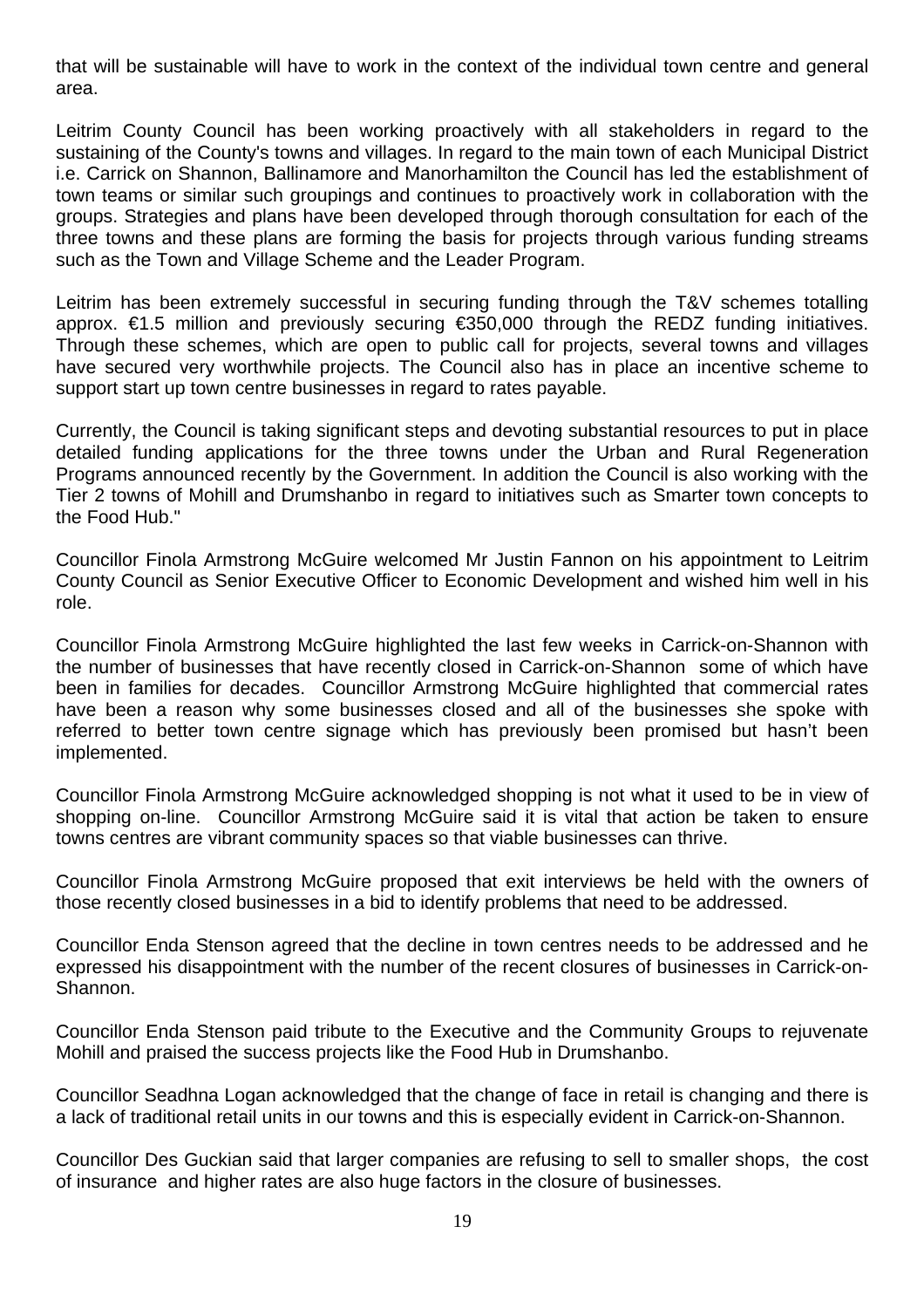that will be sustainable will have to work in the context of the individual town centre and general area.

Leitrim County Council has been working proactively with all stakeholders in regard to the sustaining of the County's towns and villages. In regard to the main town of each Municipal District i.e. Carrick on Shannon, Ballinamore and Manorhamilton the Council has led the establishment of town teams or similar such groupings and continues to proactively work in collaboration with the groups. Strategies and plans have been developed through thorough consultation for each of the three towns and these plans are forming the basis for projects through various funding streams such as the Town and Village Scheme and the Leader Program.

Leitrim has been extremely successful in securing funding through the T&V schemes totalling approx. €1.5 million and previously securing €350,000 through the REDZ funding initiatives. Through these schemes, which are open to public call for projects, several towns and villages have secured very worthwhile projects. The Council also has in place an incentive scheme to support start up town centre businesses in regard to rates payable.

Currently, the Council is taking significant steps and devoting substantial resources to put in place detailed funding applications for the three towns under the Urban and Rural Regeneration Programs announced recently by the Government. In addition the Council is also working with the Tier 2 towns of Mohill and Drumshanbo in regard to initiatives such as Smarter town concepts to the Food Hub."

Councillor Finola Armstrong McGuire welcomed Mr Justin Fannon on his appointment to Leitrim County Council as Senior Executive Officer to Economic Development and wished him well in his role.

Councillor Finola Armstrong McGuire highlighted the last few weeks in Carrick-on-Shannon with the number of businesses that have recently closed in Carrick-on-Shannon some of which have been in families for decades. Councillor Armstrong McGuire highlighted that commercial rates have been a reason why some businesses closed and all of the businesses she spoke with referred to better town centre signage which has previously been promised but hasn't been implemented.

Councillor Finola Armstrong McGuire acknowledged shopping is not what it used to be in view of shopping on-line. Councillor Armstrong McGuire said it is vital that action be taken to ensure towns centres are vibrant community spaces so that viable businesses can thrive.

Councillor Finola Armstrong McGuire proposed that exit interviews be held with the owners of those recently closed businesses in a bid to identify problems that need to be addressed.

Councillor Enda Stenson agreed that the decline in town centres needs to be addressed and he expressed his disappointment with the number of the recent closures of businesses in Carrick-on-Shannon.

Councillor Enda Stenson paid tribute to the Executive and the Community Groups to rejuvenate Mohill and praised the success projects like the Food Hub in Drumshanbo.

Councillor Seadhna Logan acknowledged that the change of face in retail is changing and there is a lack of traditional retail units in our towns and this is especially evident in Carrick-on-Shannon.

Councillor Des Guckian said that larger companies are refusing to sell to smaller shops, the cost of insurance and higher rates are also huge factors in the closure of businesses.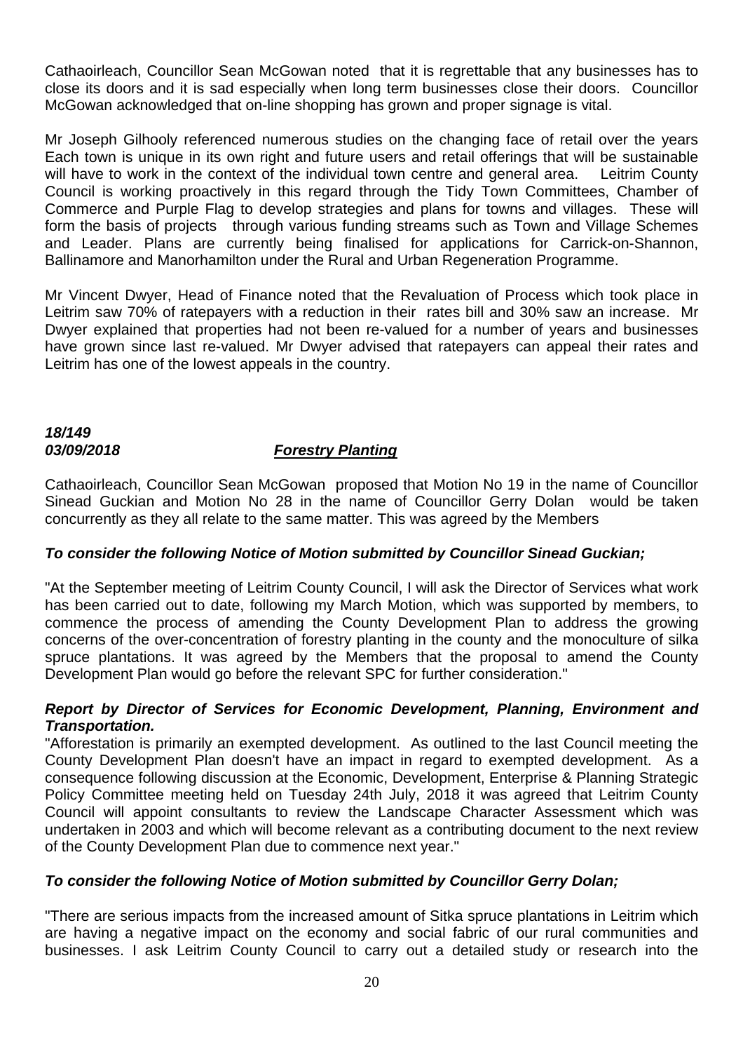Cathaoirleach, Councillor Sean McGowan noted that it is regrettable that any businesses has to close its doors and it is sad especially when long term businesses close their doors. Councillor McGowan acknowledged that on-line shopping has grown and proper signage is vital.

Mr Joseph Gilhooly referenced numerous studies on the changing face of retail over the years Each town is unique in its own right and future users and retail offerings that will be sustainable will have to work in the context of the individual town centre and general area. Leitrim County Council is working proactively in this regard through the Tidy Town Committees, Chamber of Commerce and Purple Flag to develop strategies and plans for towns and villages. These will form the basis of projects through various funding streams such as Town and Village Schemes and Leader. Plans are currently being finalised for applications for Carrick-on-Shannon, Ballinamore and Manorhamilton under the Rural and Urban Regeneration Programme.

Mr Vincent Dwyer, Head of Finance noted that the Revaluation of Process which took place in Leitrim saw 70% of ratepayers with a reduction in their rates bill and 30% saw an increase. Mr Dwyer explained that properties had not been re-valued for a number of years and businesses have grown since last re-valued. Mr Dwyer advised that ratepayers can appeal their rates and Leitrim has one of the lowest appeals in the country.

***18/149***
***03/09/2018*** ***Forestry Planting***

Cathaoirleach, Councillor Sean McGowan proposed that Motion No 19 in the name of Councillor Sinead Guckian and Motion No 28 in the name of Councillor Gerry Dolan would be taken concurrently as they all relate to the same matter. This was agreed by the Members

***To consider the following Notice of Motion submitted by Councillor Sinead Guckian;***

"At the September meeting of Leitrim County Council, I will ask the Director of Services what work has been carried out to date, following my March Motion, which was supported by members, to commence the process of amending the County Development Plan to address the growing concerns of the over-concentration of forestry planting in the county and the monoculture of silka spruce plantations. It was agreed by the Members that the proposal to amend the County Development Plan would go before the relevant SPC for further consideration."

***Report by Director of Services for Economic Development, Planning, Environment and Transportation.***

"Afforestation is primarily an exempted development. As outlined to the last Council meeting the County Development Plan doesn't have an impact in regard to exempted development. As a consequence following discussion at the Economic, Development, Enterprise & Planning Strategic Policy Committee meeting held on Tuesday 24th July, 2018 it was agreed that Leitrim County Council will appoint consultants to review the Landscape Character Assessment which was undertaken in 2003 and which will become relevant as a contributing document to the next review of the County Development Plan due to commence next year."

***To consider the following Notice of Motion submitted by Councillor Gerry Dolan;***

"There are serious impacts from the increased amount of Sitka spruce plantations in Leitrim which are having a negative impact on the economy and social fabric of our rural communities and businesses. I ask Leitrim County Council to carry out a detailed study or research into the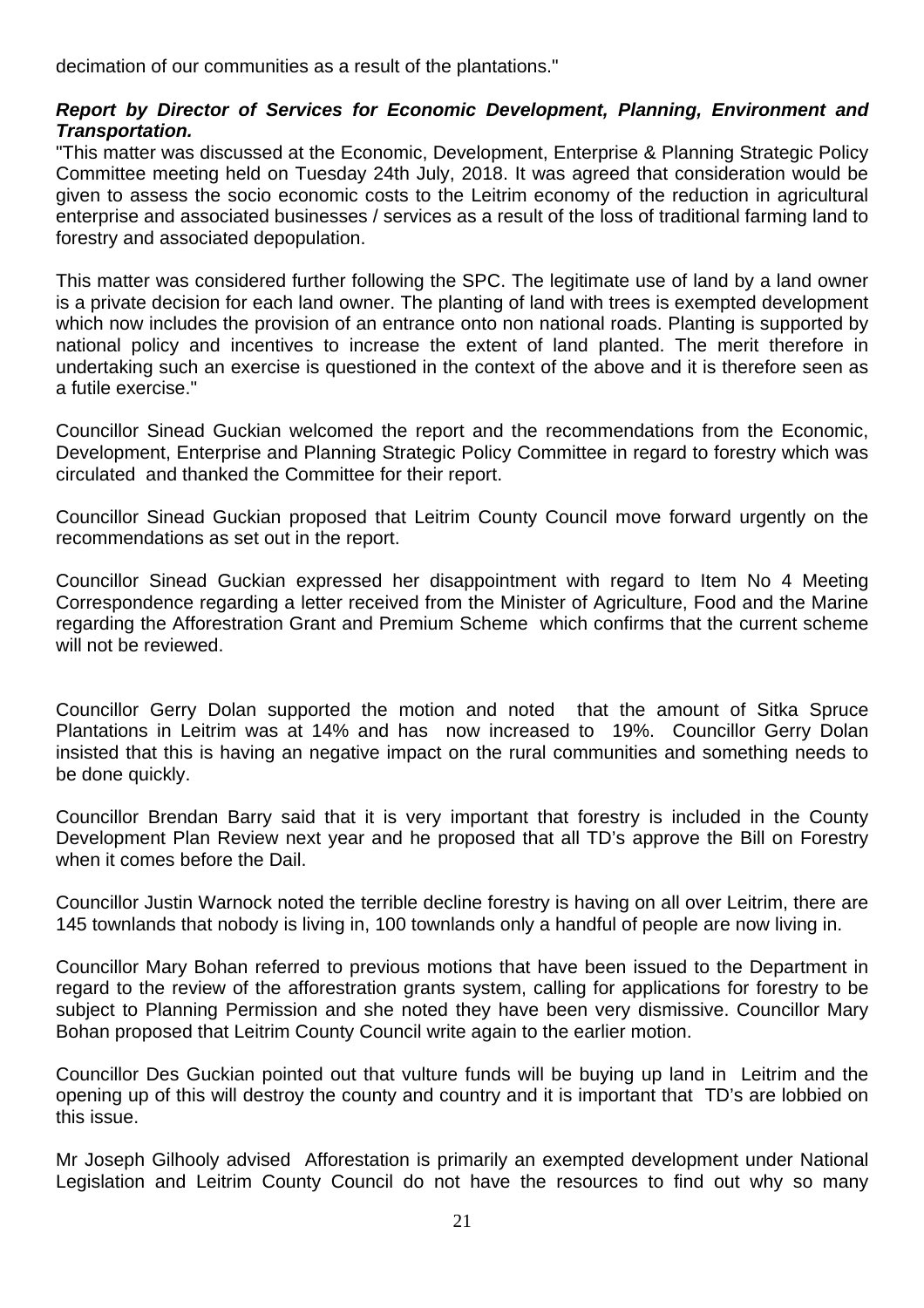decimation of our communities as a result of the plantations."

***Report by Director of Services for Economic Development, Planning, Environment and Transportation.***

"This matter was discussed at the Economic, Development, Enterprise & Planning Strategic Policy Committee meeting held on Tuesday 24th July, 2018. It was agreed that consideration would be given to assess the socio economic costs to the Leitrim economy of the reduction in agricultural enterprise and associated businesses / services as a result of the loss of traditional farming land to forestry and associated depopulation.

This matter was considered further following the SPC. The legitimate use of land by a land owner is a private decision for each land owner. The planting of land with trees is exempted development which now includes the provision of an entrance onto non national roads. Planting is supported by national policy and incentives to increase the extent of land planted. The merit therefore in undertaking such an exercise is questioned in the context of the above and it is therefore seen as a futile exercise."

Councillor Sinead Guckian welcomed the report and the recommendations from the Economic, Development, Enterprise and Planning Strategic Policy Committee in regard to forestry which was circulated and thanked the Committee for their report.

Councillor Sinead Guckian proposed that Leitrim County Council move forward urgently on the recommendations as set out in the report.

Councillor Sinead Guckian expressed her disappointment with regard to Item No 4 Meeting Correspondence regarding a letter received from the Minister of Agriculture, Food and the Marine regarding the Afforestration Grant and Premium Scheme which confirms that the current scheme will not be reviewed.

Councillor Gerry Dolan supported the motion and noted that the amount of Sitka Spruce Plantations in Leitrim was at 14% and has now increased to 19%. Councillor Gerry Dolan insisted that this is having an negative impact on the rural communities and something needs to be done quickly.

Councillor Brendan Barry said that it is very important that forestry is included in the County Development Plan Review next year and he proposed that all TD's approve the Bill on Forestry when it comes before the Dail.

Councillor Justin Warnock noted the terrible decline forestry is having on all over Leitrim, there are 145 townlands that nobody is living in, 100 townlands only a handful of people are now living in.

Councillor Mary Bohan referred to previous motions that have been issued to the Department in regard to the review of the afforestration grants system, calling for applications for forestry to be subject to Planning Permission and she noted they have been very dismissive. Councillor Mary Bohan proposed that Leitrim County Council write again to the earlier motion.

Councillor Des Guckian pointed out that vulture funds will be buying up land in Leitrim and the opening up of this will destroy the county and country and it is important that TD's are lobbied on this issue.

Mr Joseph Gilhooly advised Afforestation is primarily an exempted development under National Legislation and Leitrim County Council do not have the resources to find out why so many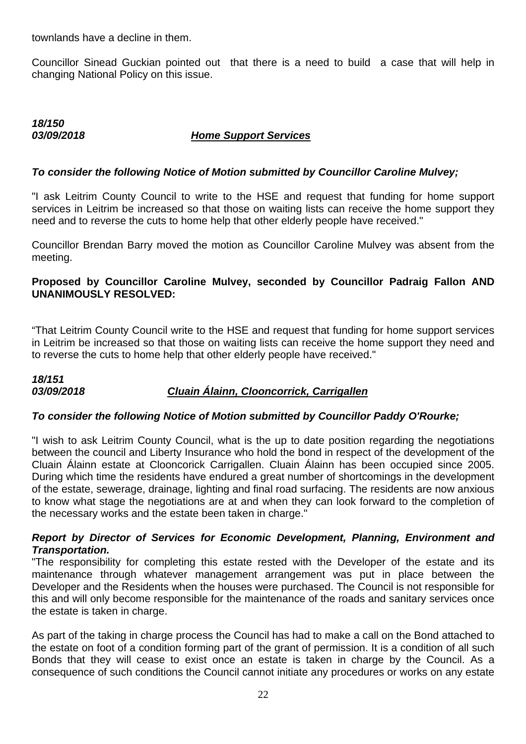townlands have a decline in them.

Councillor Sinead Guckian pointed out that there is a need to build a case that will help in changing National Policy on this issue.

***18/150***
***03/09/2018*** ***<u>Home Support Services</u>***

***To consider the following Notice of Motion submitted by Councillor Caroline Mulvey;***

"I ask Leitrim County Council to write to the HSE and request that funding for home support services in Leitrim be increased so that those on waiting lists can receive the home support they need and to reverse the cuts to home help that other elderly people have received."

Councillor Brendan Barry moved the motion as Councillor Caroline Mulvey was absent from the meeting.

**Proposed by Councillor Caroline Mulvey, seconded by Councillor Padraig Fallon AND UNANIMOUSLY RESOLVED:**

"That Leitrim County Council write to the HSE and request that funding for home support services in Leitrim be increased so that those on waiting lists can receive the home support they need and to reverse the cuts to home help that other elderly people have received."

***18/151***
***03/09/2018*** ***<u>Cluain Álainn, Clooncorrick, Carrigallen</u>***

***To consider the following Notice of Motion submitted by Councillor Paddy O'Rourke;***

"I wish to ask Leitrim County Council, what is the up to date position regarding the negotiations between the council and Liberty Insurance who hold the bond in respect of the development of the Cluain Álainn estate at Clooncorick Carrigallen. Cluain Álainn has been occupied since 2005. During which time the residents have endured a great number of shortcomings in the development of the estate, sewerage, drainage, lighting and final road surfacing. The residents are now anxious to know what stage the negotiations are at and when they can look forward to the completion of the necessary works and the estate been taken in charge."

***Report by Director of Services for Economic Development, Planning, Environment and Transportation.***
"The responsibility for completing this estate rested with the Developer of the estate and its maintenance through whatever management arrangement was put in place between the Developer and the Residents when the houses were purchased. The Council is not responsible for this and will only become responsible for the maintenance of the roads and sanitary services once the estate is taken in charge.

As part of the taking in charge process the Council has had to make a call on the Bond attached to the estate on foot of a condition forming part of the grant of permission. It is a condition of all such Bonds that they will cease to exist once an estate is taken in charge by the Council. As a consequence of such conditions the Council cannot initiate any procedures or works on any estate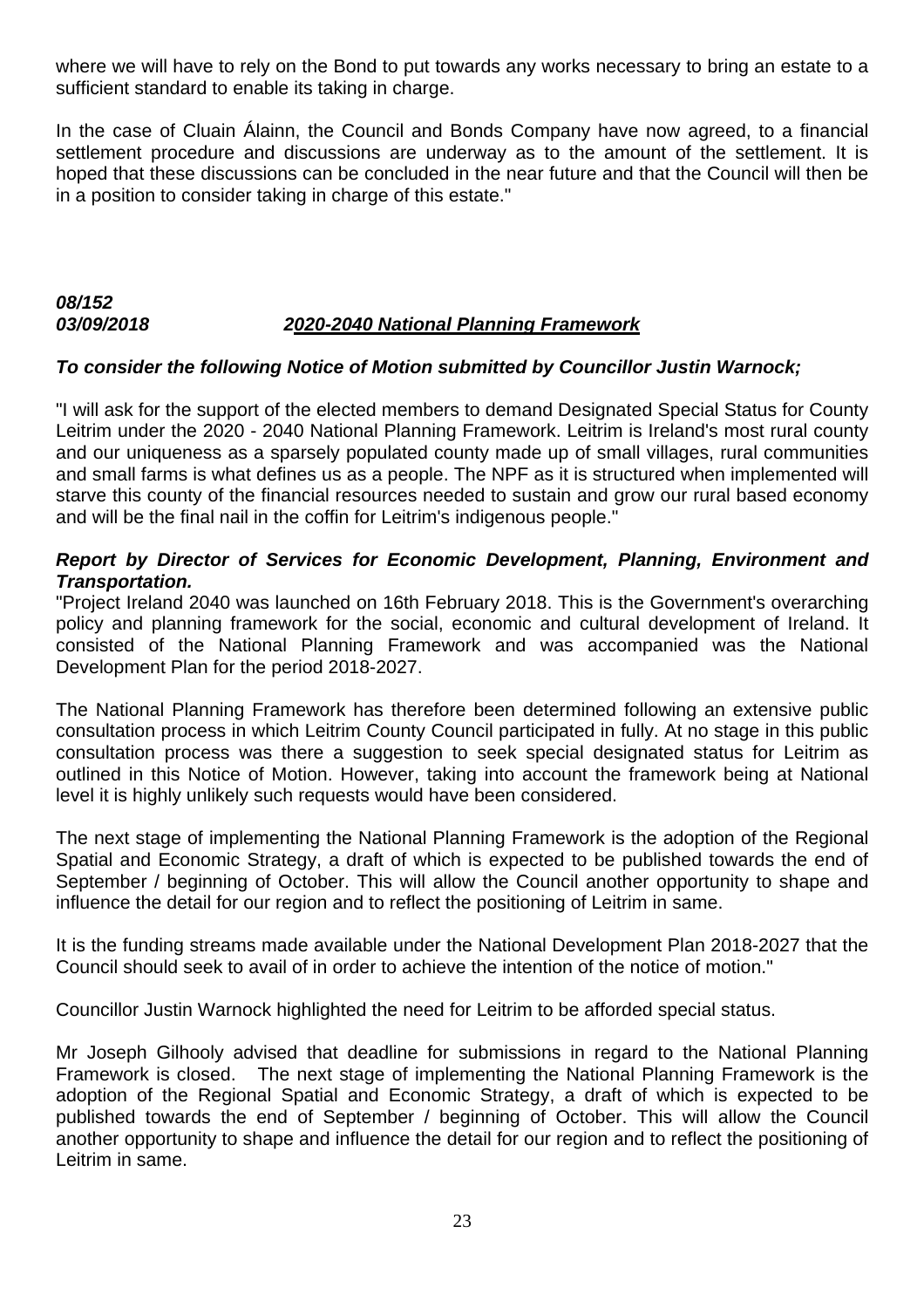where we will have to rely on the Bond to put towards any works necessary to bring an estate to a sufficient standard to enable its taking in charge.

In the case of Cluain Álainn, the Council and Bonds Company have now agreed, to a financial settlement procedure and discussions are underway as to the amount of the settlement. It is hoped that these discussions can be concluded in the near future and that the Council will then be in a position to consider taking in charge of this estate."

***08/152***
***03/09/2018*** ***2020-2040 National Planning Framework***

***To consider the following Notice of Motion submitted by Councillor Justin Warnock;***

"I will ask for the support of the elected members to demand Designated Special Status for County Leitrim under the 2020 - 2040 National Planning Framework. Leitrim is Ireland's most rural county and our uniqueness as a sparsely populated county made up of small villages, rural communities and small farms is what defines us as a people. The NPF as it is structured when implemented will starve this county of the financial resources needed to sustain and grow our rural based economy and will be the final nail in the coffin for Leitrim's indigenous people."

***Report by Director of Services for Economic Development, Planning, Environment and Transportation.***

"Project Ireland 2040 was launched on 16th February 2018. This is the Government's overarching policy and planning framework for the social, economic and cultural development of Ireland. It consisted of the National Planning Framework and was accompanied was the National Development Plan for the period 2018-2027.

The National Planning Framework has therefore been determined following an extensive public consultation process in which Leitrim County Council participated in fully. At no stage in this public consultation process was there a suggestion to seek special designated status for Leitrim as outlined in this Notice of Motion. However, taking into account the framework being at National level it is highly unlikely such requests would have been considered.

The next stage of implementing the National Planning Framework is the adoption of the Regional Spatial and Economic Strategy, a draft of which is expected to be published towards the end of September / beginning of October. This will allow the Council another opportunity to shape and influence the detail for our region and to reflect the positioning of Leitrim in same.

It is the funding streams made available under the National Development Plan 2018-2027 that the Council should seek to avail of in order to achieve the intention of the notice of motion."

Councillor Justin Warnock highlighted the need for Leitrim to be afforded special status.

Mr Joseph Gilhooly advised that deadline for submissions in regard to the National Planning Framework is closed. The next stage of implementing the National Planning Framework is the adoption of the Regional Spatial and Economic Strategy, a draft of which is expected to be published towards the end of September / beginning of October. This will allow the Council another opportunity to shape and influence the detail for our region and to reflect the positioning of Leitrim in same.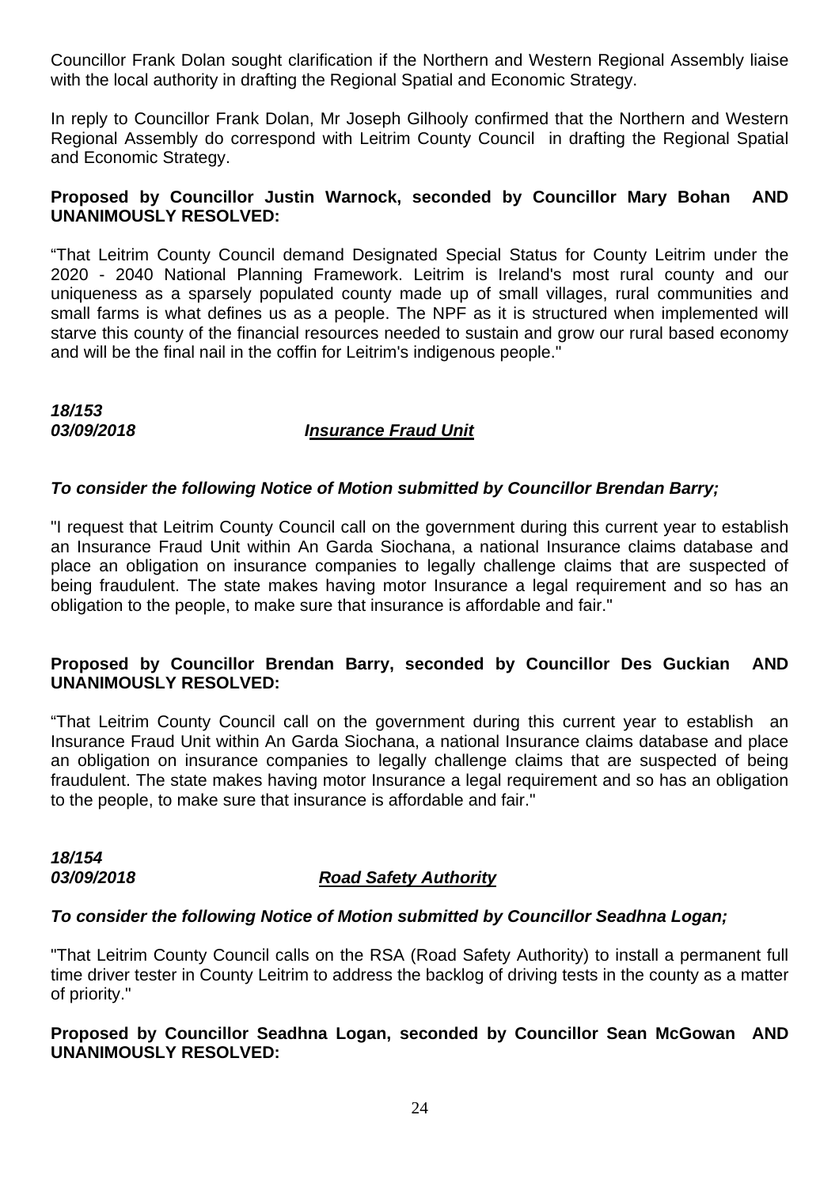Councillor Frank Dolan sought clarification if the Northern and Western Regional Assembly liaise with the local authority in drafting the Regional Spatial and Economic Strategy.

In reply to Councillor Frank Dolan, Mr Joseph Gilhooly confirmed that the Northern and Western Regional Assembly do correspond with Leitrim County Council in drafting the Regional Spatial and Economic Strategy.

**Proposed by Councillor Justin Warnock, seconded by Councillor Mary Bohan AND UNANIMOUSLY RESOLVED:**

"That Leitrim County Council demand Designated Special Status for County Leitrim under the 2020 - 2040 National Planning Framework. Leitrim is Ireland's most rural county and our uniqueness as a sparsely populated county made up of small villages, rural communities and small farms is what defines us as a people. The NPF as it is structured when implemented will starve this county of the financial resources needed to sustain and grow our rural based economy and will be the final nail in the coffin for Leitrim's indigenous people."

***18/153***
***03/09/2018*** ***Insurance Fraud Unit***

***To consider the following Notice of Motion submitted by Councillor Brendan Barry;***

"I request that Leitrim County Council call on the government during this current year to establish an Insurance Fraud Unit within An Garda Siochana, a national Insurance claims database and place an obligation on insurance companies to legally challenge claims that are suspected of being fraudulent. The state makes having motor Insurance a legal requirement and so has an obligation to the people, to make sure that insurance is affordable and fair."

**Proposed by Councillor Brendan Barry, seconded by Councillor Des Guckian AND UNANIMOUSLY RESOLVED:**

"That Leitrim County Council call on the government during this current year to establish an Insurance Fraud Unit within An Garda Siochana, a national Insurance claims database and place an obligation on insurance companies to legally challenge claims that are suspected of being fraudulent. The state makes having motor Insurance a legal requirement and so has an obligation to the people, to make sure that insurance is affordable and fair."

***18/154***
***03/09/2018*** ***Road Safety Authority***

***To consider the following Notice of Motion submitted by Councillor Seadhna Logan;***

"That Leitrim County Council calls on the RSA (Road Safety Authority) to install a permanent full time driver tester in County Leitrim to address the backlog of driving tests in the county as a matter of priority."

**Proposed by Councillor Seadhna Logan, seconded by Councillor Sean McGowan AND UNANIMOUSLY RESOLVED:**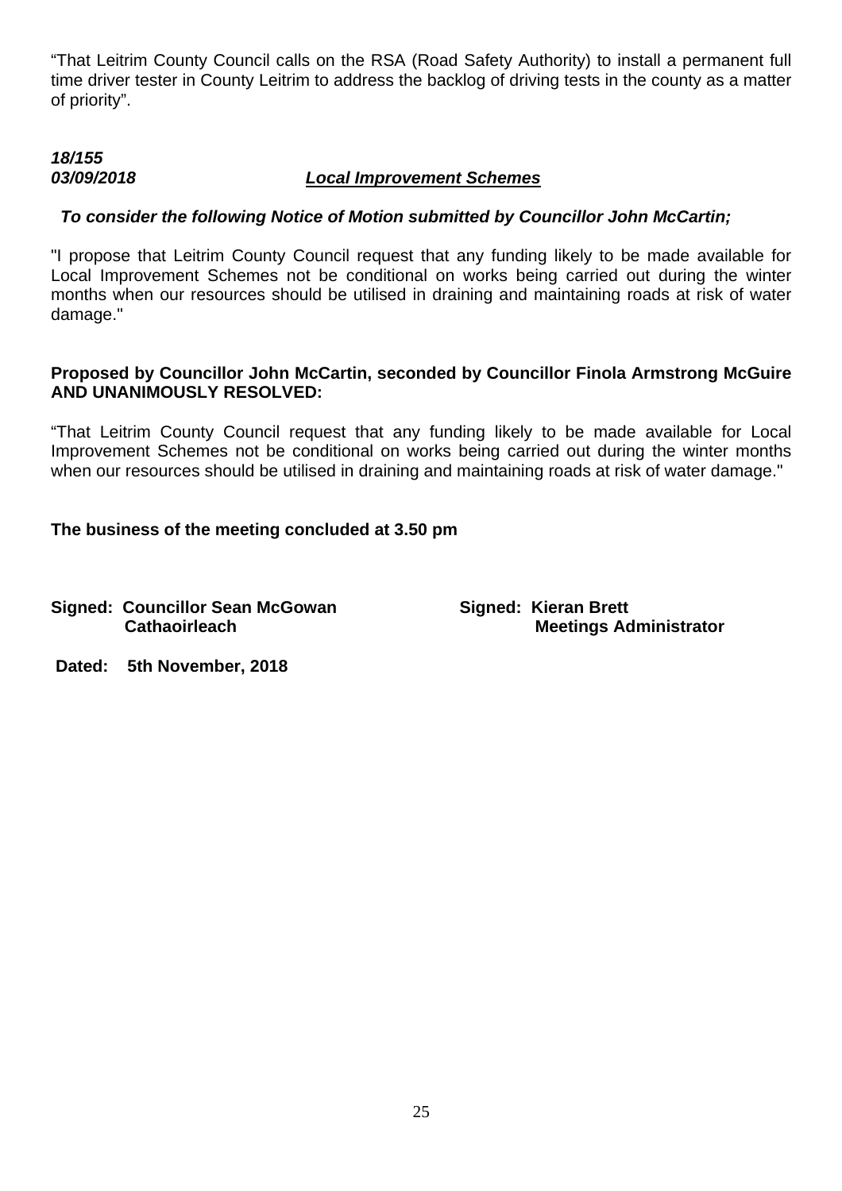"That Leitrim County Council calls on the RSA (Road Safety Authority) to install a permanent full time driver tester in County Leitrim to address the backlog of driving tests in the county as a matter of priority".

***18/155***
***03/09/2018*** ***Local Improvement Schemes***

***To consider the following Notice of Motion submitted by Councillor John McCartin;***

"I propose that Leitrim County Council request that any funding likely to be made available for Local Improvement Schemes not be conditional on works being carried out during the winter months when our resources should be utilised in draining and maintaining roads at risk of water damage."

**Proposed by Councillor John McCartin, seconded by Councillor Finola Armstrong McGuire AND UNANIMOUSLY RESOLVED:**

"That Leitrim County Council request that any funding likely to be made available for Local Improvement Schemes not be conditional on works being carried out during the winter months when our resources should be utilised in draining and maintaining roads at risk of water damage."

**The business of the meeting concluded at 3.50 pm**

**Signed: Councillor Sean McGowan**
**Cathaoirleach**

**Signed: Kieran Brett**
**Meetings Administrator**

**Dated: 5th November, 2018**